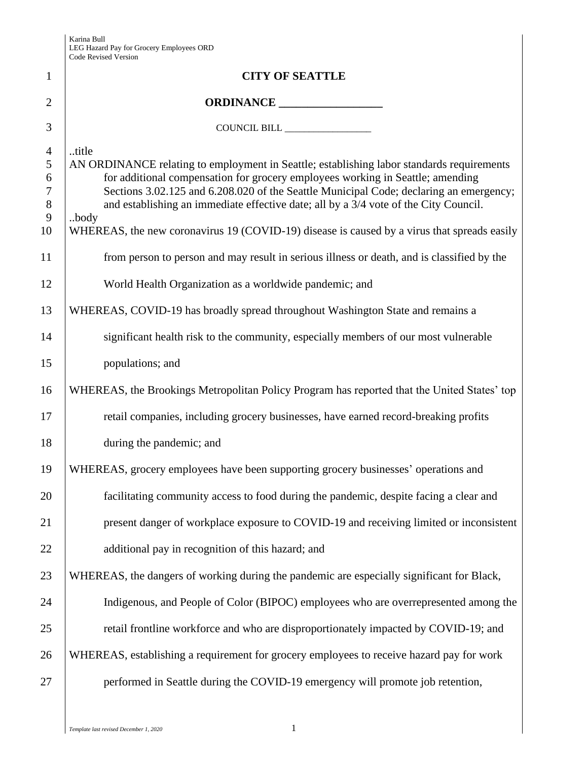# CITY OF SEATTLE

## ORDINANCE __________________

COUNCIL BILL __________________

..title

AN ORDINANCE relating to employment in Seattle; establishing labor standards requirements for additional compensation for grocery employees working in Seattle; amending Sections 3.02.125 and 6.208.020 of the Seattle Municipal Code; declaring an emergency; and establishing an immediate effective date; all by a 3/4 vote of the City Council.

..body

WHEREAS, the new coronavirus 19 (COVID-19) disease is caused by a virus that spreads easily from person to person and may result in serious illness or death, and is classified by the World Health Organization as a worldwide pandemic; and

WHEREAS, COVID-19 has broadly spread throughout Washington State and remains a significant health risk to the community, especially members of our most vulnerable populations; and

WHEREAS, the Brookings Metropolitan Policy Program has reported that the United States' top retail companies, including grocery businesses, have earned record-breaking profits during the pandemic; and

WHEREAS, grocery employees have been supporting grocery businesses' operations and facilitating community access to food during the pandemic, despite facing a clear and present danger of workplace exposure to COVID-19 and receiving limited or inconsistent additional pay in recognition of this hazard; and

WHEREAS, the dangers of working during the pandemic are especially significant for Black, Indigenous, and People of Color (BIPOC) employees who are overrepresented among the retail frontline workforce and who are disproportionately impacted by COVID-19; and

WHEREAS, establishing a requirement for grocery employees to receive hazard pay for work performed in Seattle during the COVID-19 emergency will promote job retention,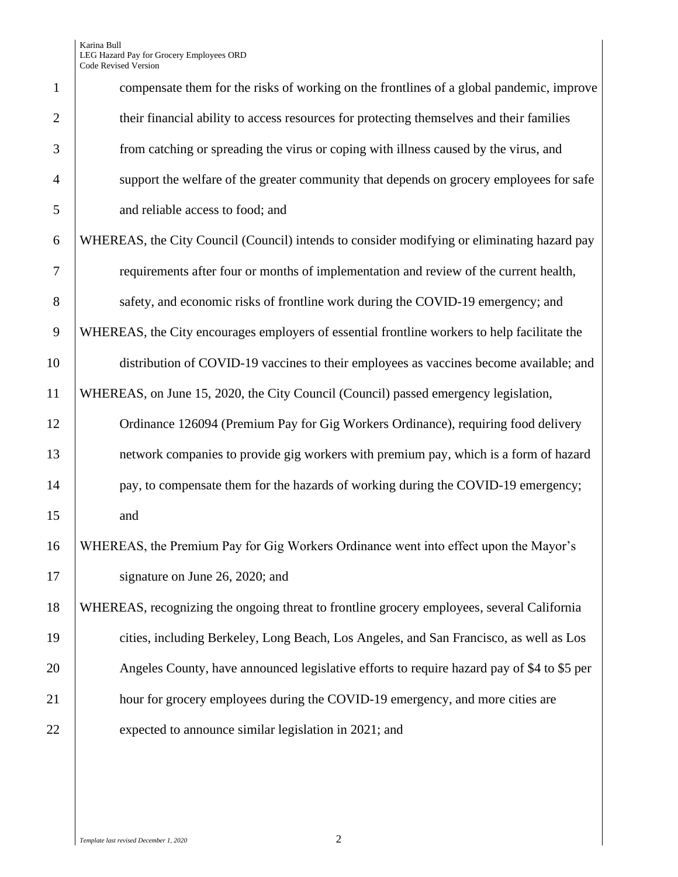compensate them for the risks of working on the frontlines of a global pandemic, improve their financial ability to access resources for protecting themselves and their families from catching or spreading the virus or coping with illness caused by the virus, and support the welfare of the greater community that depends on grocery employees for safe and reliable access to food; and

WHEREAS, the City Council (Council) intends to consider modifying or eliminating hazard pay requirements after four or months of implementation and review of the current health, safety, and economic risks of frontline work during the COVID-19 emergency; and

WHEREAS, the City encourages employers of essential frontline workers to help facilitate the distribution of COVID-19 vaccines to their employees as vaccines become available; and

WHEREAS, on June 15, 2020, the City Council (Council) passed emergency legislation, Ordinance 126094 (Premium Pay for Gig Workers Ordinance), requiring food delivery network companies to provide gig workers with premium pay, which is a form of hazard pay, to compensate them for the hazards of working during the COVID-19 emergency; and

WHEREAS, the Premium Pay for Gig Workers Ordinance went into effect upon the Mayor's signature on June 26, 2020; and

WHEREAS, recognizing the ongoing threat to frontline grocery employees, several California cities, including Berkeley, Long Beach, Los Angeles, and San Francisco, as well as Los Angeles County, have announced legislative efforts to require hazard pay of $4 to $5 per hour for grocery employees during the COVID-19 emergency, and more cities are expected to announce similar legislation in 2021; and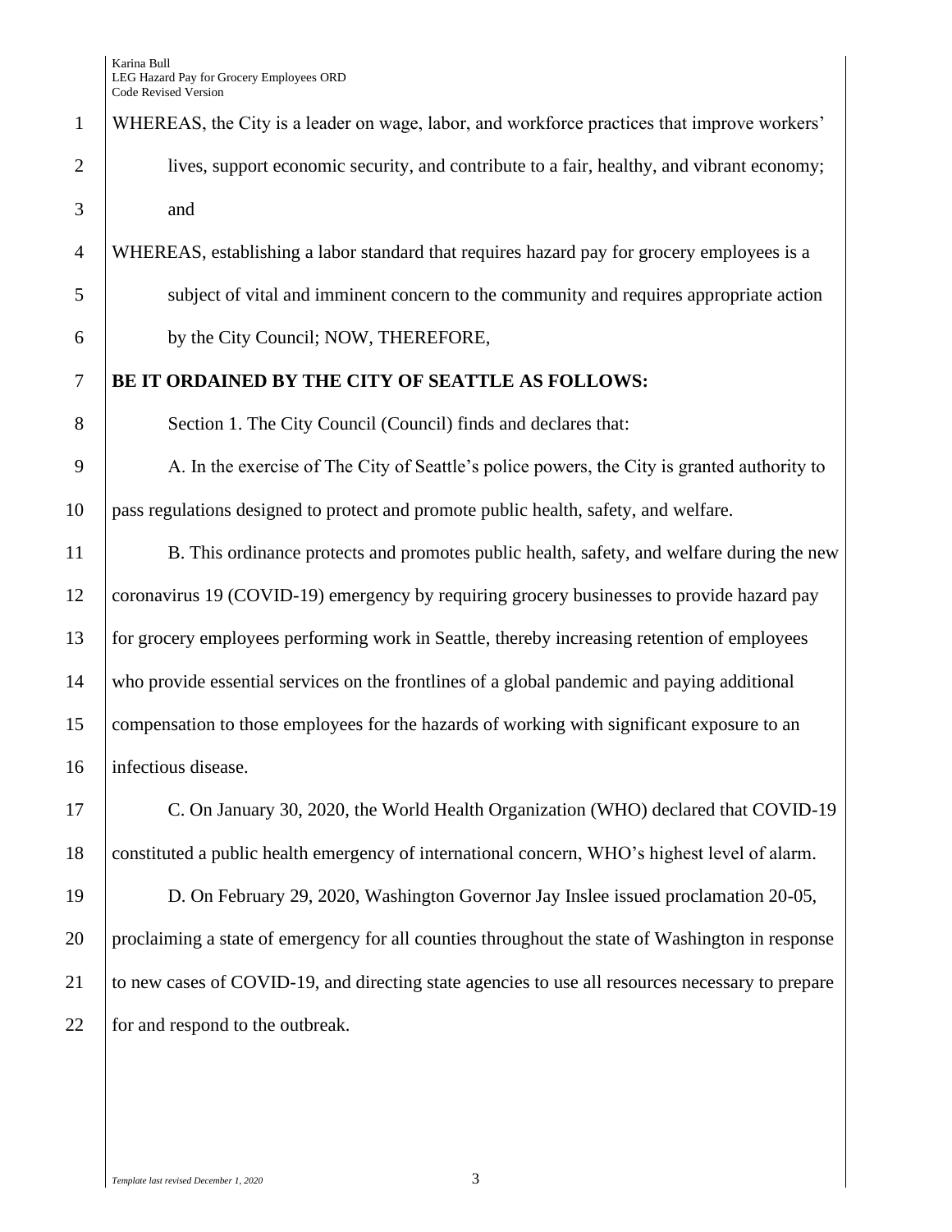WHEREAS, the City is a leader on wage, labor, and workforce practices that improve workers' lives, support economic security, and contribute to a fair, healthy, and vibrant economy; and

WHEREAS, establishing a labor standard that requires hazard pay for grocery employees is a subject of vital and imminent concern to the community and requires appropriate action by the City Council; NOW, THEREFORE,

**BE IT ORDAINED BY THE CITY OF SEATTLE AS FOLLOWS:**

Section 1. The City Council (Council) finds and declares that:

A. In the exercise of The City of Seattle's police powers, the City is granted authority to pass regulations designed to protect and promote public health, safety, and welfare.

B. This ordinance protects and promotes public health, safety, and welfare during the new coronavirus 19 (COVID-19) emergency by requiring grocery businesses to provide hazard pay for grocery employees performing work in Seattle, thereby increasing retention of employees who provide essential services on the frontlines of a global pandemic and paying additional compensation to those employees for the hazards of working with significant exposure to an infectious disease.

C. On January 30, 2020, the World Health Organization (WHO) declared that COVID-19 constituted a public health emergency of international concern, WHO's highest level of alarm.

D. On February 29, 2020, Washington Governor Jay Inslee issued proclamation 20-05, proclaiming a state of emergency for all counties throughout the state of Washington in response to new cases of COVID-19, and directing state agencies to use all resources necessary to prepare for and respond to the outbreak.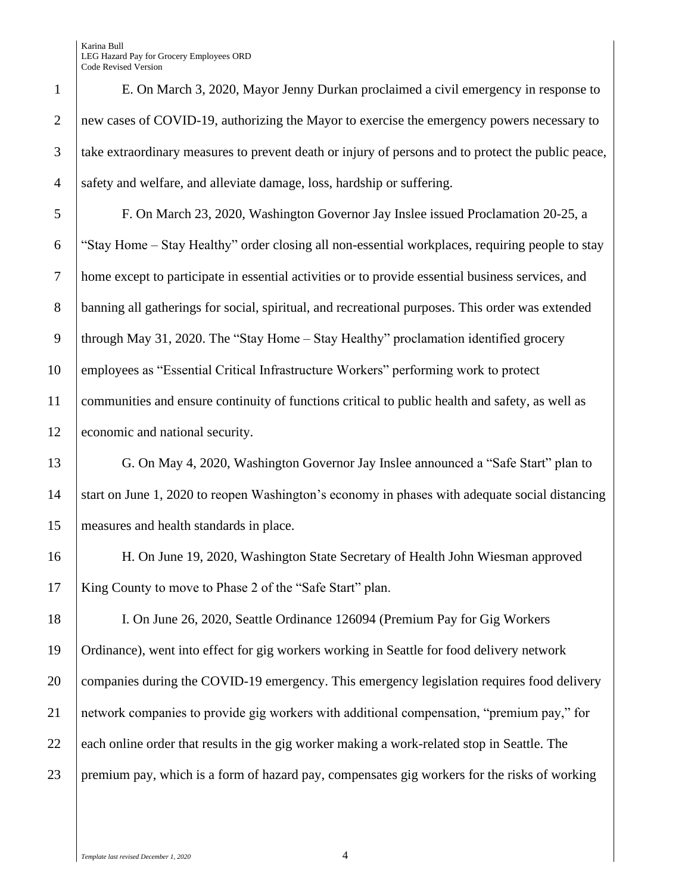E. On March 3, 2020, Mayor Jenny Durkan proclaimed a civil emergency in response to new cases of COVID-19, authorizing the Mayor to exercise the emergency powers necessary to take extraordinary measures to prevent death or injury of persons and to protect the public peace, safety and welfare, and alleviate damage, loss, hardship or suffering.

F. On March 23, 2020, Washington Governor Jay Inslee issued Proclamation 20-25, a "Stay Home – Stay Healthy" order closing all non-essential workplaces, requiring people to stay home except to participate in essential activities or to provide essential business services, and banning all gatherings for social, spiritual, and recreational purposes. This order was extended through May 31, 2020. The "Stay Home – Stay Healthy" proclamation identified grocery employees as "Essential Critical Infrastructure Workers" performing work to protect communities and ensure continuity of functions critical to public health and safety, as well as economic and national security.

G. On May 4, 2020, Washington Governor Jay Inslee announced a "Safe Start" plan to start on June 1, 2020 to reopen Washington's economy in phases with adequate social distancing measures and health standards in place.

H. On June 19, 2020, Washington State Secretary of Health John Wiesman approved King County to move to Phase 2 of the "Safe Start" plan.

I. On June 26, 2020, Seattle Ordinance 126094 (Premium Pay for Gig Workers Ordinance), went into effect for gig workers working in Seattle for food delivery network companies during the COVID-19 emergency. This emergency legislation requires food delivery network companies to provide gig workers with additional compensation, "premium pay," for each online order that results in the gig worker making a work-related stop in Seattle. The premium pay, which is a form of hazard pay, compensates gig workers for the risks of working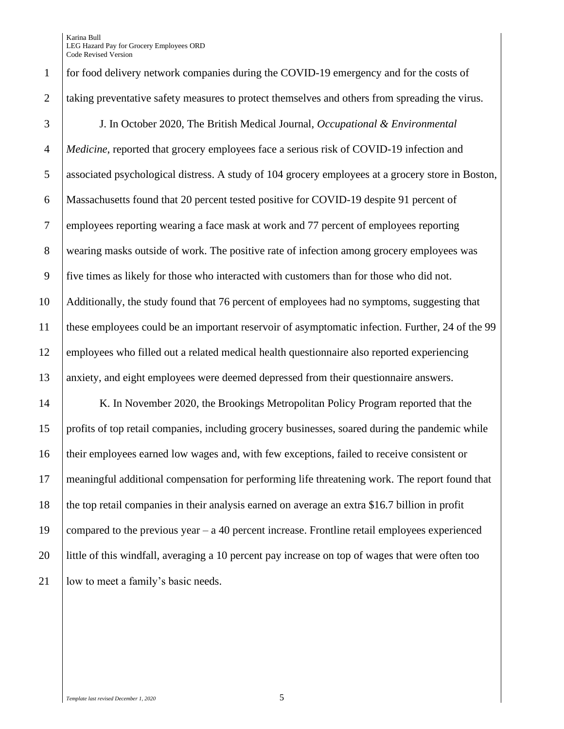for food delivery network companies during the COVID-19 emergency and for the costs of taking preventative safety measures to protect themselves and others from spreading the virus.

J. In October 2020, The British Medical Journal, *Occupational & Environmental Medicine*, reported that grocery employees face a serious risk of COVID-19 infection and associated psychological distress. A study of 104 grocery employees at a grocery store in Boston, Massachusetts found that 20 percent tested positive for COVID-19 despite 91 percent of employees reporting wearing a face mask at work and 77 percent of employees reporting wearing masks outside of work. The positive rate of infection among grocery employees was five times as likely for those who interacted with customers than for those who did not. Additionally, the study found that 76 percent of employees had no symptoms, suggesting that these employees could be an important reservoir of asymptomatic infection. Further, 24 of the 99 employees who filled out a related medical health questionnaire also reported experiencing anxiety, and eight employees were deemed depressed from their questionnaire answers.

K. In November 2020, the Brookings Metropolitan Policy Program reported that the profits of top retail companies, including grocery businesses, soared during the pandemic while their employees earned low wages and, with few exceptions, failed to receive consistent or meaningful additional compensation for performing life threatening work. The report found that the top retail companies in their analysis earned on average an extra $16.7 billion in profit compared to the previous year – a 40 percent increase. Frontline retail employees experienced little of this windfall, averaging a 10 percent pay increase on top of wages that were often too low to meet a family's basic needs.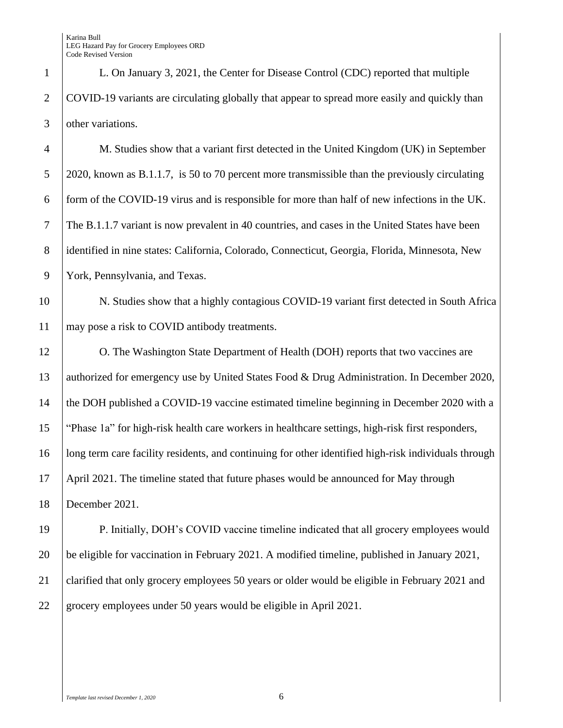L. On January 3, 2021, the Center for Disease Control (CDC) reported that multiple COVID-19 variants are circulating globally that appear to spread more easily and quickly than other variations.

M. Studies show that a variant first detected in the United Kingdom (UK) in September 2020, known as B.1.1.7, is 50 to 70 percent more transmissible than the previously circulating form of the COVID-19 virus and is responsible for more than half of new infections in the UK. The B.1.1.7 variant is now prevalent in 40 countries, and cases in the United States have been identified in nine states: California, Colorado, Connecticut, Georgia, Florida, Minnesota, New York, Pennsylvania, and Texas.

N. Studies show that a highly contagious COVID-19 variant first detected in South Africa may pose a risk to COVID antibody treatments.

O. The Washington State Department of Health (DOH) reports that two vaccines are authorized for emergency use by United States Food & Drug Administration. In December 2020, the DOH published a COVID-19 vaccine estimated timeline beginning in December 2020 with a "Phase 1a" for high-risk health care workers in healthcare settings, high-risk first responders, long term care facility residents, and continuing for other identified high-risk individuals through April 2021. The timeline stated that future phases would be announced for May through December 2021.

P. Initially, DOH's COVID vaccine timeline indicated that all grocery employees would be eligible for vaccination in February 2021. A modified timeline, published in January 2021, clarified that only grocery employees 50 years or older would be eligible in February 2021 and grocery employees under 50 years would be eligible in April 2021.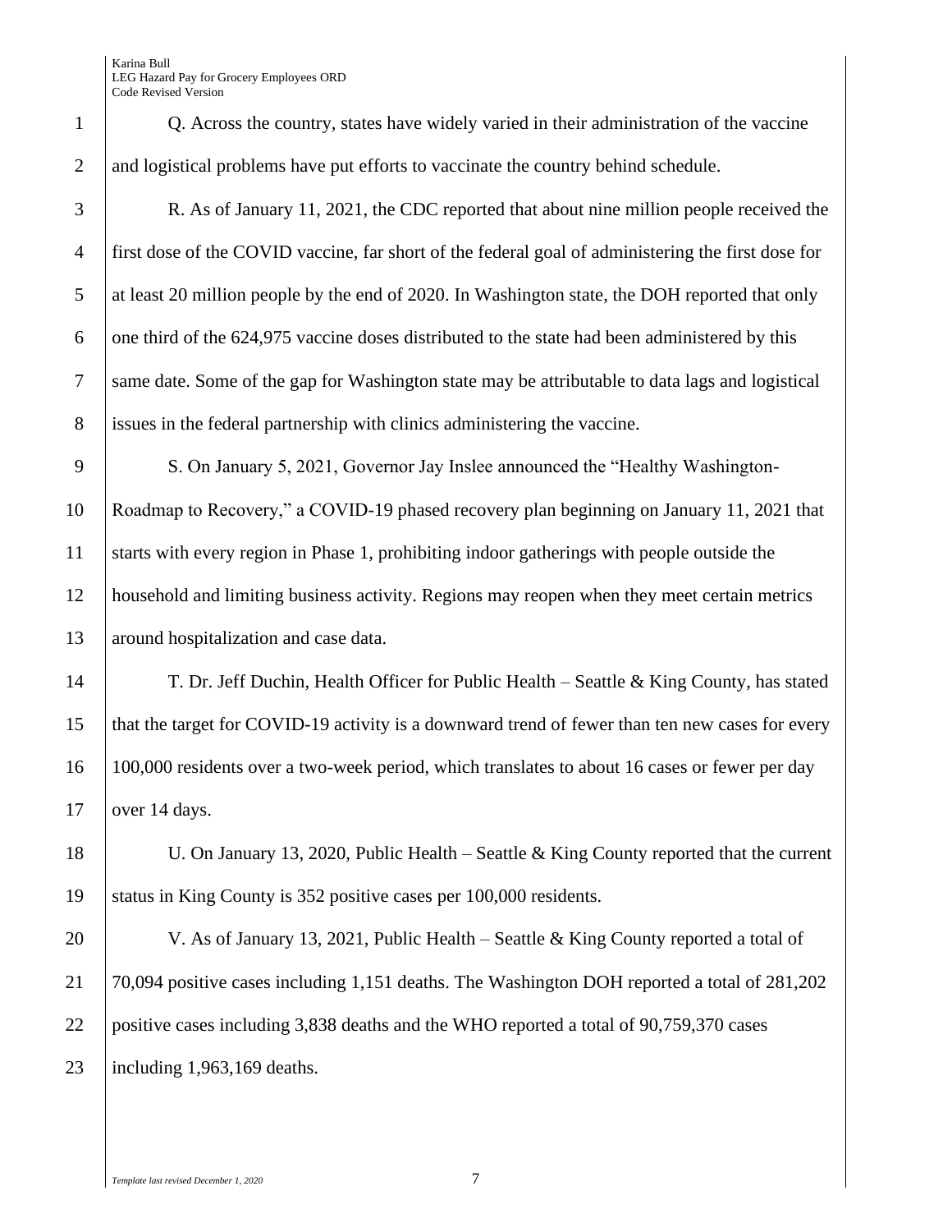Q. Across the country, states have widely varied in their administration of the vaccine and logistical problems have put efforts to vaccinate the country behind schedule.

R. As of January 11, 2021, the CDC reported that about nine million people received the first dose of the COVID vaccine, far short of the federal goal of administering the first dose for at least 20 million people by the end of 2020. In Washington state, the DOH reported that only one third of the 624,975 vaccine doses distributed to the state had been administered by this same date. Some of the gap for Washington state may be attributable to data lags and logistical issues in the federal partnership with clinics administering the vaccine.

S. On January 5, 2021, Governor Jay Inslee announced the "Healthy Washington-Roadmap to Recovery," a COVID-19 phased recovery plan beginning on January 11, 2021 that starts with every region in Phase 1, prohibiting indoor gatherings with people outside the household and limiting business activity. Regions may reopen when they meet certain metrics around hospitalization and case data.

T. Dr. Jeff Duchin, Health Officer for Public Health – Seattle & King County, has stated that the target for COVID-19 activity is a downward trend of fewer than ten new cases for every 100,000 residents over a two-week period, which translates to about 16 cases or fewer per day over 14 days.

U. On January 13, 2020, Public Health – Seattle & King County reported that the current status in King County is 352 positive cases per 100,000 residents.

V. As of January 13, 2021, Public Health – Seattle & King County reported a total of 70,094 positive cases including 1,151 deaths. The Washington DOH reported a total of 281,202 positive cases including 3,838 deaths and the WHO reported a total of 90,759,370 cases including 1,963,169 deaths.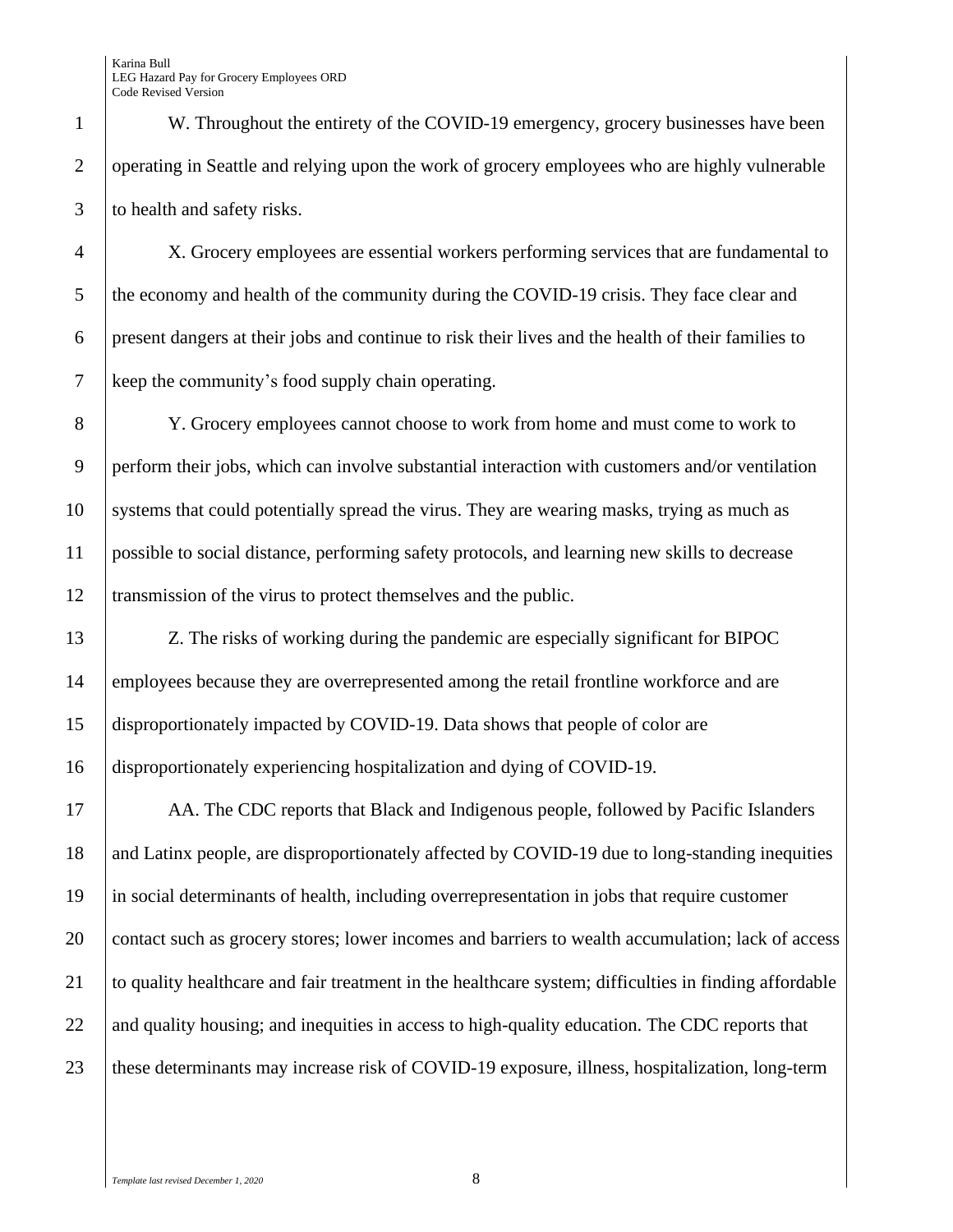W. Throughout the entirety of the COVID-19 emergency, grocery businesses have been operating in Seattle and relying upon the work of grocery employees who are highly vulnerable to health and safety risks.

X. Grocery employees are essential workers performing services that are fundamental to the economy and health of the community during the COVID-19 crisis. They face clear and present dangers at their jobs and continue to risk their lives and the health of their families to keep the community's food supply chain operating.

Y. Grocery employees cannot choose to work from home and must come to work to perform their jobs, which can involve substantial interaction with customers and/or ventilation systems that could potentially spread the virus. They are wearing masks, trying as much as possible to social distance, performing safety protocols, and learning new skills to decrease transmission of the virus to protect themselves and the public.

Z. The risks of working during the pandemic are especially significant for BIPOC employees because they are overrepresented among the retail frontline workforce and are disproportionately impacted by COVID-19. Data shows that people of color are disproportionately experiencing hospitalization and dying of COVID-19.

AA. The CDC reports that Black and Indigenous people, followed by Pacific Islanders and Latinx people, are disproportionately affected by COVID-19 due to long-standing inequities in social determinants of health, including overrepresentation in jobs that require customer contact such as grocery stores; lower incomes and barriers to wealth accumulation; lack of access to quality healthcare and fair treatment in the healthcare system; difficulties in finding affordable and quality housing; and inequities in access to high-quality education. The CDC reports that these determinants may increase risk of COVID-19 exposure, illness, hospitalization, long-term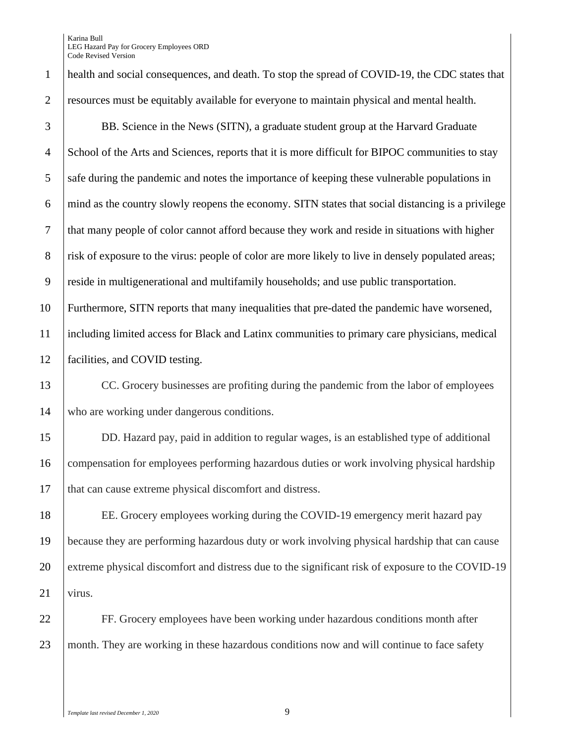health and social consequences, and death. To stop the spread of COVID-19, the CDC states that resources must be equitably available for everyone to maintain physical and mental health.

BB. Science in the News (SITN), a graduate student group at the Harvard Graduate School of the Arts and Sciences, reports that it is more difficult for BIPOC communities to stay safe during the pandemic and notes the importance of keeping these vulnerable populations in mind as the country slowly reopens the economy. SITN states that social distancing is a privilege that many people of color cannot afford because they work and reside in situations with higher risk of exposure to the virus: people of color are more likely to live in densely populated areas; reside in multigenerational and multifamily households; and use public transportation. Furthermore, SITN reports that many inequalities that pre-dated the pandemic have worsened, including limited access for Black and Latinx communities to primary care physicians, medical facilities, and COVID testing.

CC. Grocery businesses are profiting during the pandemic from the labor of employees who are working under dangerous conditions.

DD. Hazard pay, paid in addition to regular wages, is an established type of additional compensation for employees performing hazardous duties or work involving physical hardship that can cause extreme physical discomfort and distress.

EE. Grocery employees working during the COVID-19 emergency merit hazard pay because they are performing hazardous duty or work involving physical hardship that can cause extreme physical discomfort and distress due to the significant risk of exposure to the COVID-19 virus.

FF. Grocery employees have been working under hazardous conditions month after month. They are working in these hazardous conditions now and will continue to face safety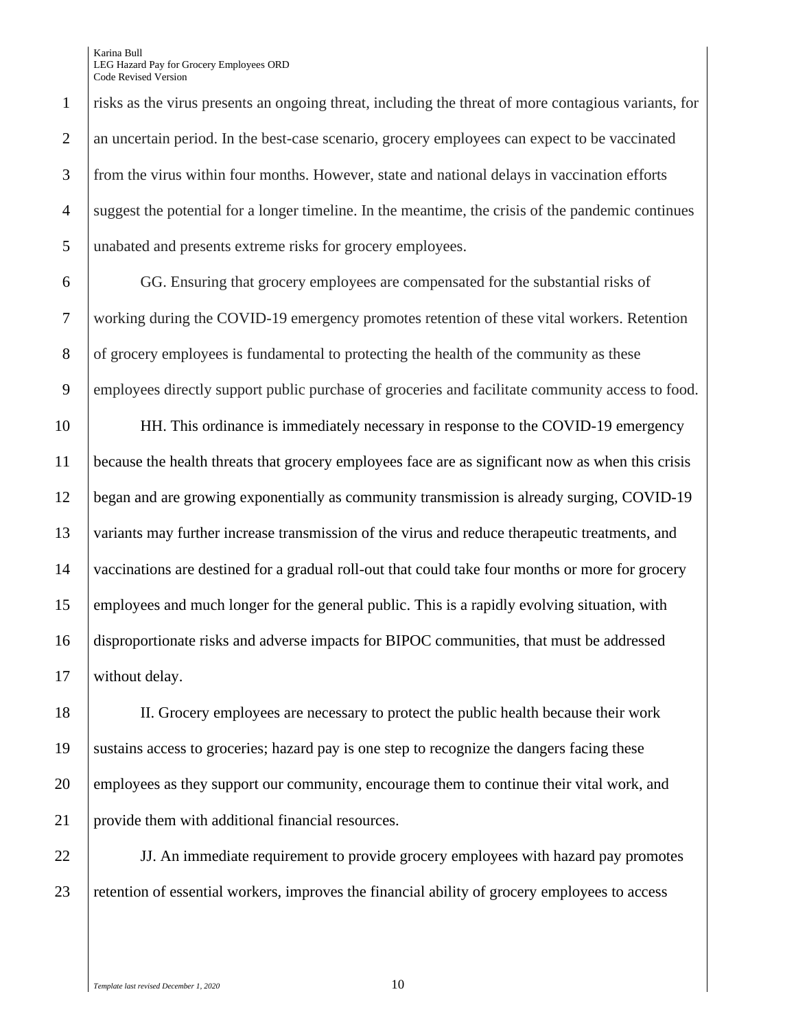risks as the virus presents an ongoing threat, including the threat of more contagious variants, for an uncertain period. In the best-case scenario, grocery employees can expect to be vaccinated from the virus within four months. However, state and national delays in vaccination efforts suggest the potential for a longer timeline. In the meantime, the crisis of the pandemic continues unabated and presents extreme risks for grocery employees.

GG. Ensuring that grocery employees are compensated for the substantial risks of working during the COVID-19 emergency promotes retention of these vital workers. Retention of grocery employees is fundamental to protecting the health of the community as these employees directly support public purchase of groceries and facilitate community access to food.

HH. This ordinance is immediately necessary in response to the COVID-19 emergency because the health threats that grocery employees face are as significant now as when this crisis began and are growing exponentially as community transmission is already surging, COVID-19 variants may further increase transmission of the virus and reduce therapeutic treatments, and vaccinations are destined for a gradual roll-out that could take four months or more for grocery employees and much longer for the general public. This is a rapidly evolving situation, with disproportionate risks and adverse impacts for BIPOC communities, that must be addressed without delay.

II. Grocery employees are necessary to protect the public health because their work sustains access to groceries; hazard pay is one step to recognize the dangers facing these employees as they support our community, encourage them to continue their vital work, and provide them with additional financial resources.

JJ. An immediate requirement to provide grocery employees with hazard pay promotes retention of essential workers, improves the financial ability of grocery employees to access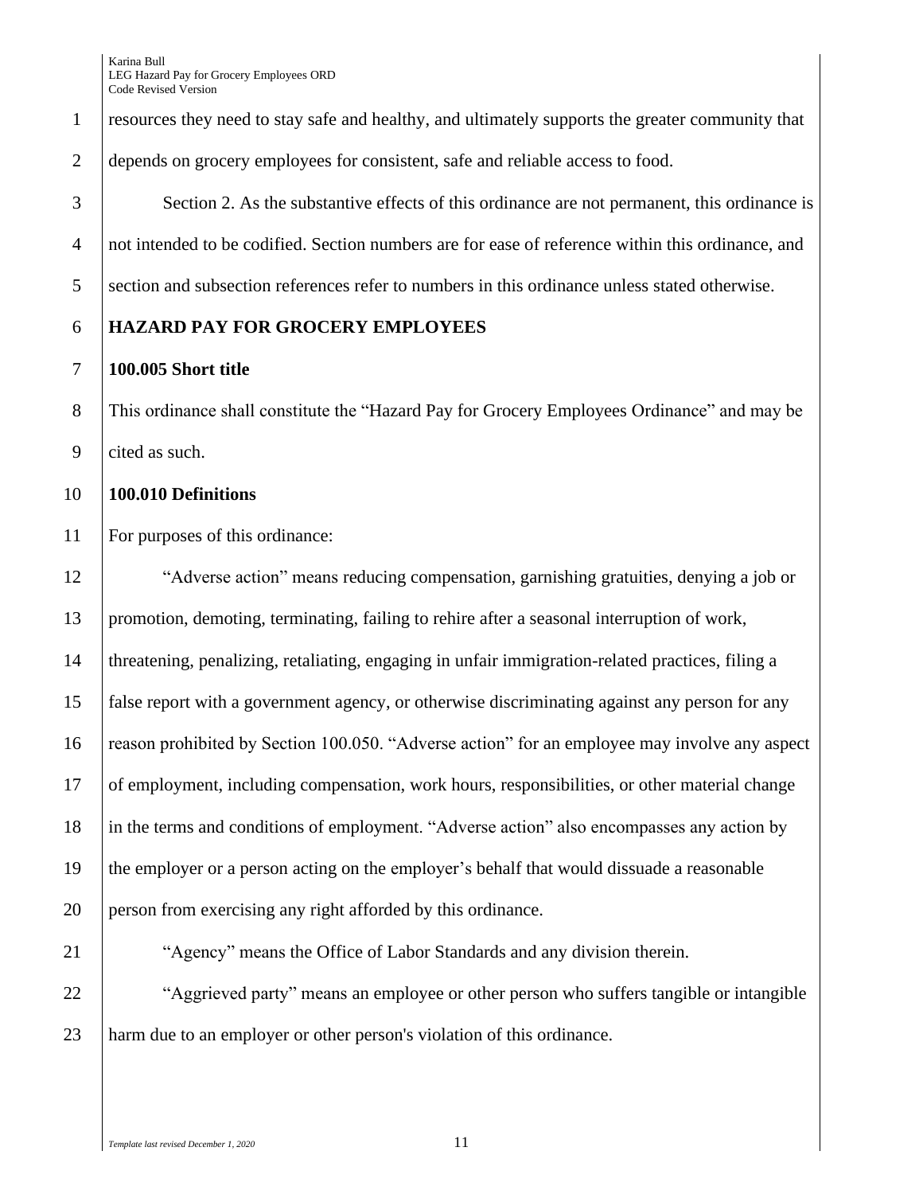resources they need to stay safe and healthy, and ultimately supports the greater community that depends on grocery employees for consistent, safe and reliable access to food.

Section 2. As the substantive effects of this ordinance are not permanent, this ordinance is not intended to be codified. Section numbers are for ease of reference within this ordinance, and section and subsection references refer to numbers in this ordinance unless stated otherwise.

**HAZARD PAY FOR GROCERY EMPLOYEES**

**100.005 Short title**

This ordinance shall constitute the "Hazard Pay for Grocery Employees Ordinance" and may be cited as such.

**100.010 Definitions**

For purposes of this ordinance:

"Adverse action" means reducing compensation, garnishing gratuities, denying a job or promotion, demoting, terminating, failing to rehire after a seasonal interruption of work, threatening, penalizing, retaliating, engaging in unfair immigration-related practices, filing a false report with a government agency, or otherwise discriminating against any person for any reason prohibited by Section 100.050. "Adverse action" for an employee may involve any aspect of employment, including compensation, work hours, responsibilities, or other material change in the terms and conditions of employment. "Adverse action" also encompasses any action by the employer or a person acting on the employer's behalf that would dissuade a reasonable person from exercising any right afforded by this ordinance.

"Agency" means the Office of Labor Standards and any division therein.

"Aggrieved party" means an employee or other person who suffers tangible or intangible harm due to an employer or other person's violation of this ordinance.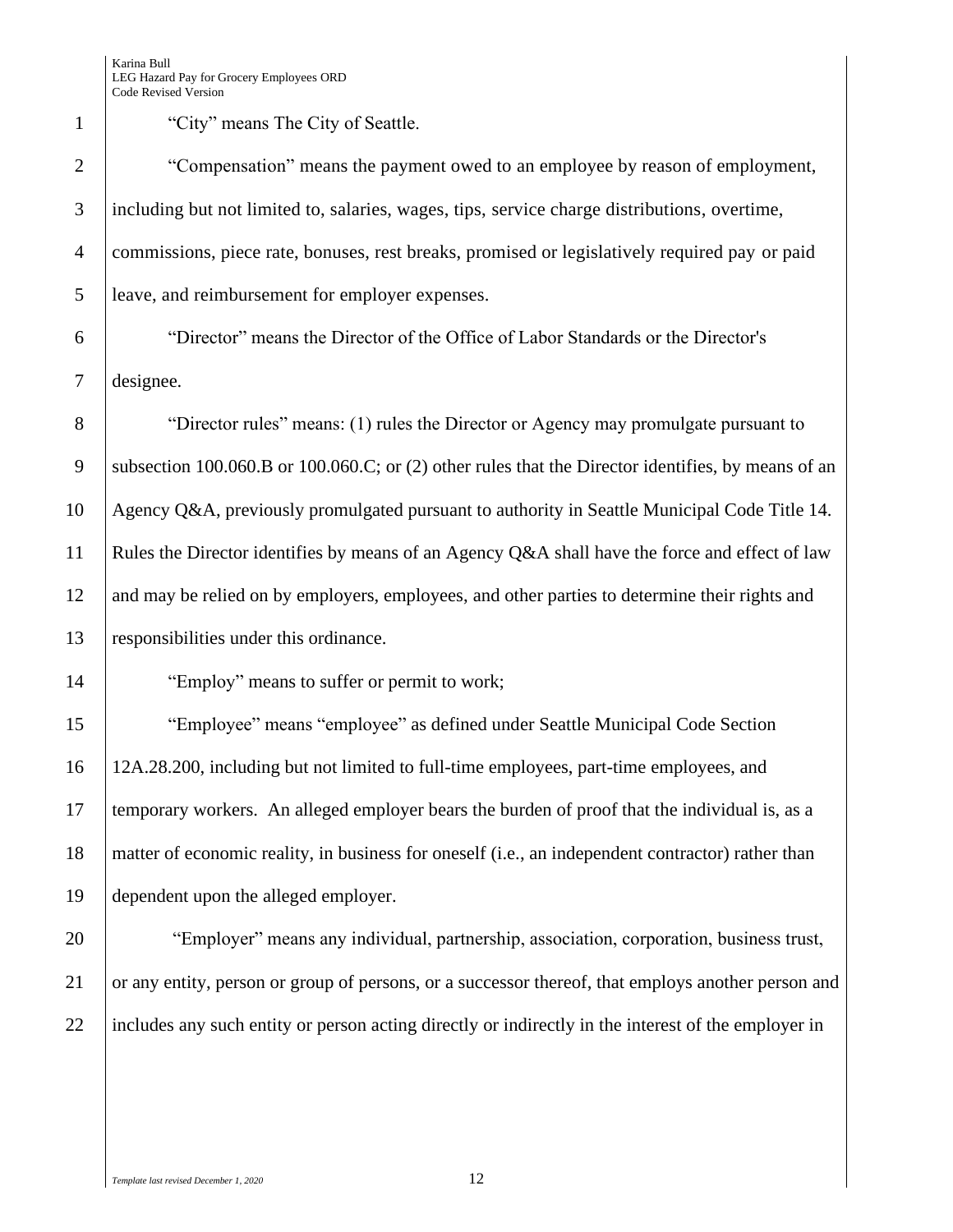"City" means The City of Seattle.

"Compensation" means the payment owed to an employee by reason of employment, including but not limited to, salaries, wages, tips, service charge distributions, overtime, commissions, piece rate, bonuses, rest breaks, promised or legislatively required pay or paid leave, and reimbursement for employer expenses.

"Director" means the Director of the Office of Labor Standards or the Director's designee.

"Director rules" means: (1) rules the Director or Agency may promulgate pursuant to subsection 100.060.B or 100.060.C; or (2) other rules that the Director identifies, by means of an Agency Q&A, previously promulgated pursuant to authority in Seattle Municipal Code Title 14. Rules the Director identifies by means of an Agency Q&A shall have the force and effect of law and may be relied on by employers, employees, and other parties to determine their rights and responsibilities under this ordinance.

"Employ" means to suffer or permit to work;

"Employee" means "employee" as defined under Seattle Municipal Code Section 12A.28.200, including but not limited to full-time employees, part-time employees, and temporary workers. An alleged employer bears the burden of proof that the individual is, as a matter of economic reality, in business for oneself (i.e., an independent contractor) rather than dependent upon the alleged employer.

"Employer" means any individual, partnership, association, corporation, business trust, or any entity, person or group of persons, or a successor thereof, that employs another person and includes any such entity or person acting directly or indirectly in the interest of the employer in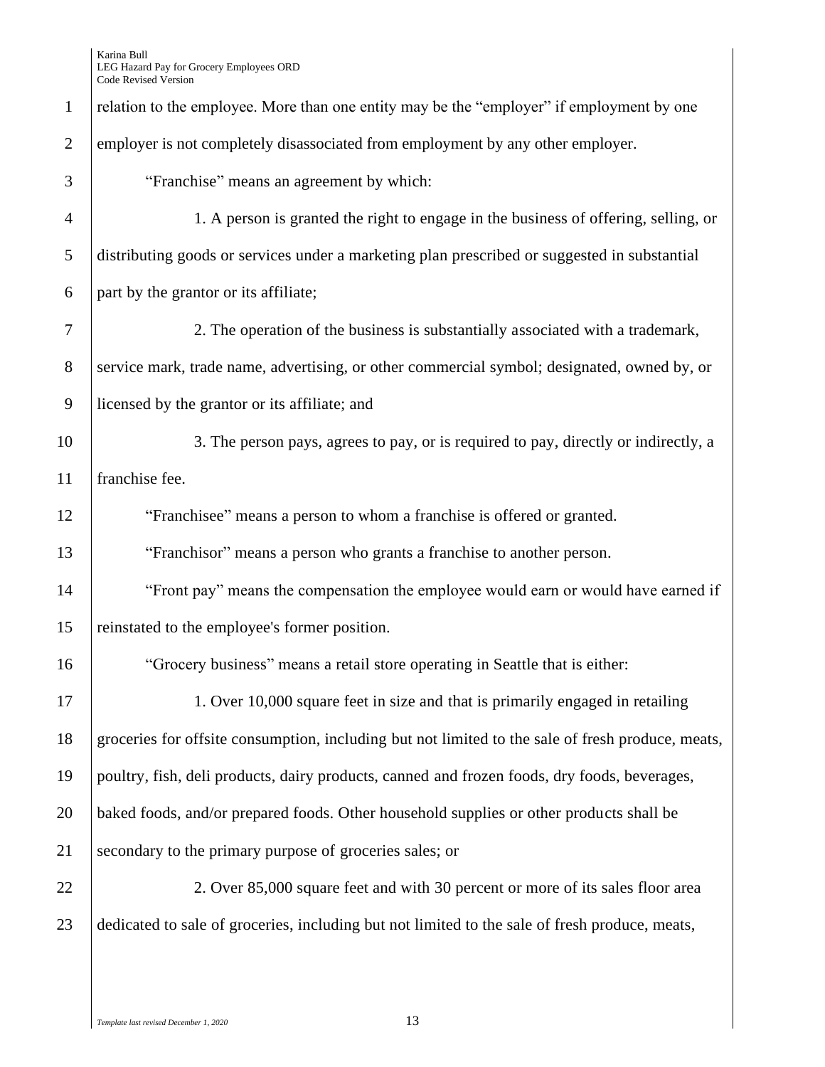relation to the employee. More than one entity may be the "employer" if employment by one employer is not completely disassociated from employment by any other employer.

"Franchise" means an agreement by which:

1. A person is granted the right to engage in the business of offering, selling, or distributing goods or services under a marketing plan prescribed or suggested in substantial part by the grantor or its affiliate;

2. The operation of the business is substantially associated with a trademark, service mark, trade name, advertising, or other commercial symbol; designated, owned by, or licensed by the grantor or its affiliate; and

3. The person pays, agrees to pay, or is required to pay, directly or indirectly, a franchise fee.

"Franchisee" means a person to whom a franchise is offered or granted.

"Franchisor" means a person who grants a franchise to another person.

"Front pay" means the compensation the employee would earn or would have earned if reinstated to the employee's former position.

"Grocery business" means a retail store operating in Seattle that is either:

1. Over 10,000 square feet in size and that is primarily engaged in retailing groceries for offsite consumption, including but not limited to the sale of fresh produce, meats, poultry, fish, deli products, dairy products, canned and frozen foods, dry foods, beverages, baked foods, and/or prepared foods. Other household supplies or other products shall be secondary to the primary purpose of groceries sales; or

2. Over 85,000 square feet and with 30 percent or more of its sales floor area dedicated to sale of groceries, including but not limited to the sale of fresh produce, meats,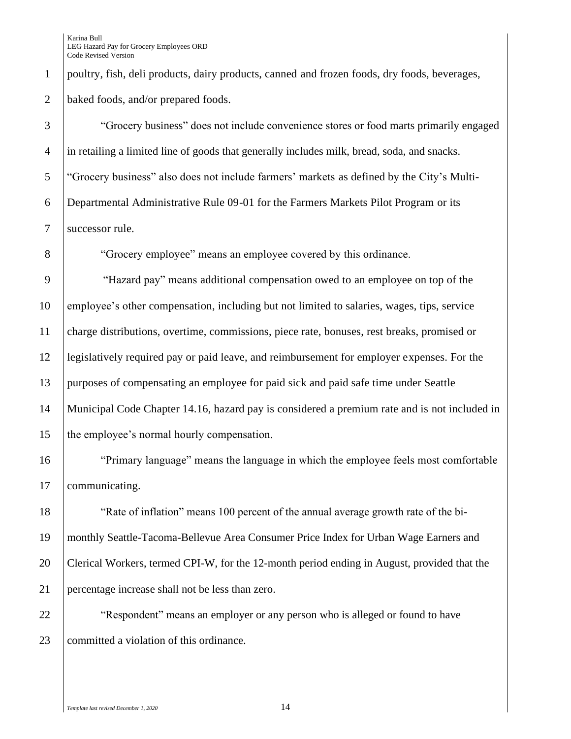poultry, fish, deli products, dairy products, canned and frozen foods, dry foods, beverages, baked foods, and/or prepared foods.

"Grocery business" does not include convenience stores or food marts primarily engaged in retailing a limited line of goods that generally includes milk, bread, soda, and snacks. "Grocery business" also does not include farmers' markets as defined by the City's Multi-Departmental Administrative Rule 09-01 for the Farmers Markets Pilot Program or its successor rule.

"Grocery employee" means an employee covered by this ordinance.

"Hazard pay" means additional compensation owed to an employee on top of the employee's other compensation, including but not limited to salaries, wages, tips, service charge distributions, overtime, commissions, piece rate, bonuses, rest breaks, promised or legislatively required pay or paid leave, and reimbursement for employer expenses. For the purposes of compensating an employee for paid sick and paid safe time under Seattle Municipal Code Chapter 14.16, hazard pay is considered a premium rate and is not included in the employee's normal hourly compensation.

"Primary language" means the language in which the employee feels most comfortable communicating.

"Rate of inflation" means 100 percent of the annual average growth rate of the bi-monthly Seattle-Tacoma-Bellevue Area Consumer Price Index for Urban Wage Earners and Clerical Workers, termed CPI-W, for the 12-month period ending in August, provided that the percentage increase shall not be less than zero.

"Respondent" means an employer or any person who is alleged or found to have committed a violation of this ordinance.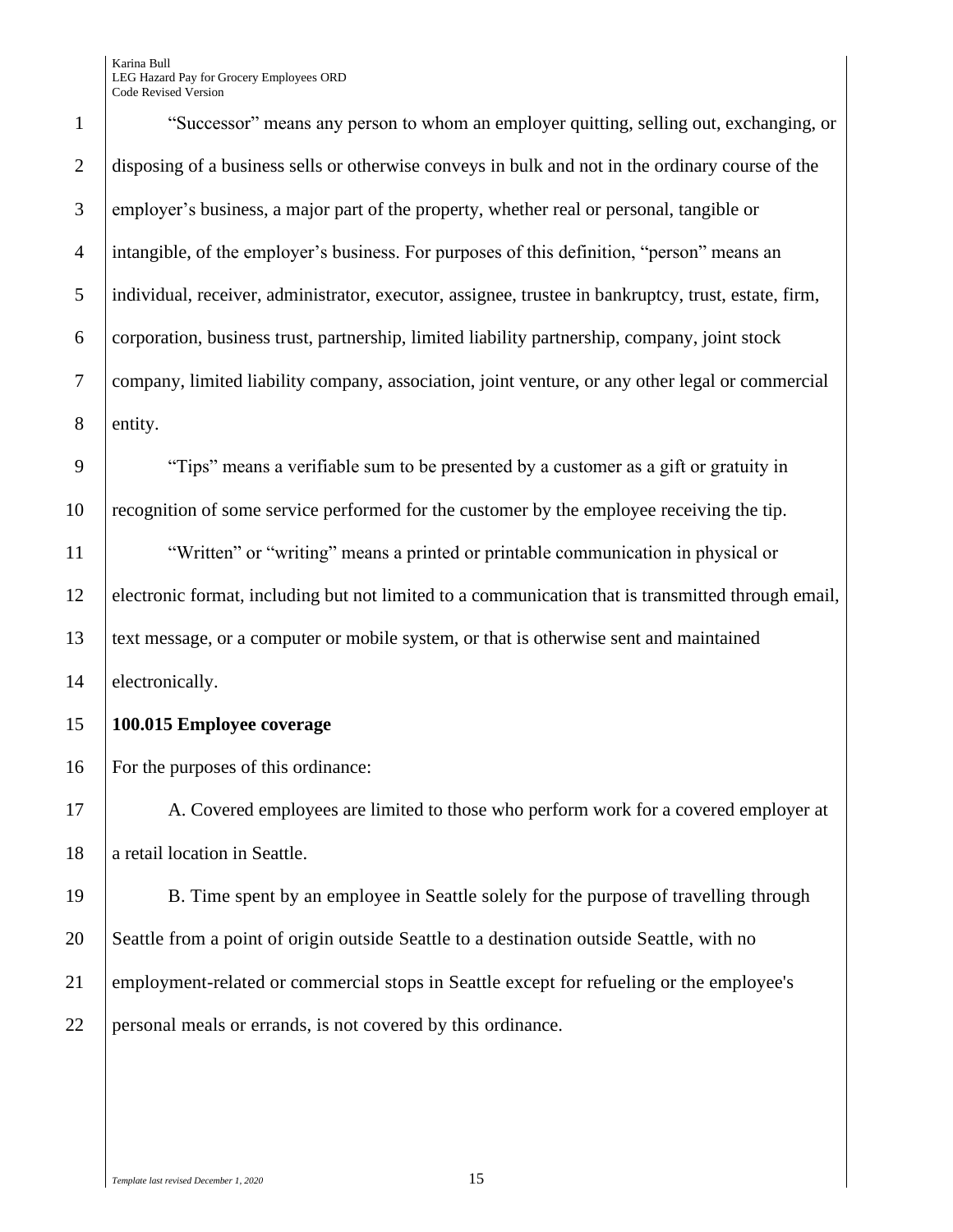"Successor" means any person to whom an employer quitting, selling out, exchanging, or disposing of a business sells or otherwise conveys in bulk and not in the ordinary course of the employer's business, a major part of the property, whether real or personal, tangible or intangible, of the employer's business. For purposes of this definition, "person" means an individual, receiver, administrator, executor, assignee, trustee in bankruptcy, trust, estate, firm, corporation, business trust, partnership, limited liability partnership, company, joint stock company, limited liability company, association, joint venture, or any other legal or commercial entity.

"Tips" means a verifiable sum to be presented by a customer as a gift or gratuity in recognition of some service performed for the customer by the employee receiving the tip.

"Written" or "writing" means a printed or printable communication in physical or electronic format, including but not limited to a communication that is transmitted through email, text message, or a computer or mobile system, or that is otherwise sent and maintained electronically.

**100.015 Employee coverage**

For the purposes of this ordinance:

A. Covered employees are limited to those who perform work for a covered employer at a retail location in Seattle.

B. Time spent by an employee in Seattle solely for the purpose of travelling through Seattle from a point of origin outside Seattle to a destination outside Seattle, with no employment-related or commercial stops in Seattle except for refueling or the employee's personal meals or errands, is not covered by this ordinance.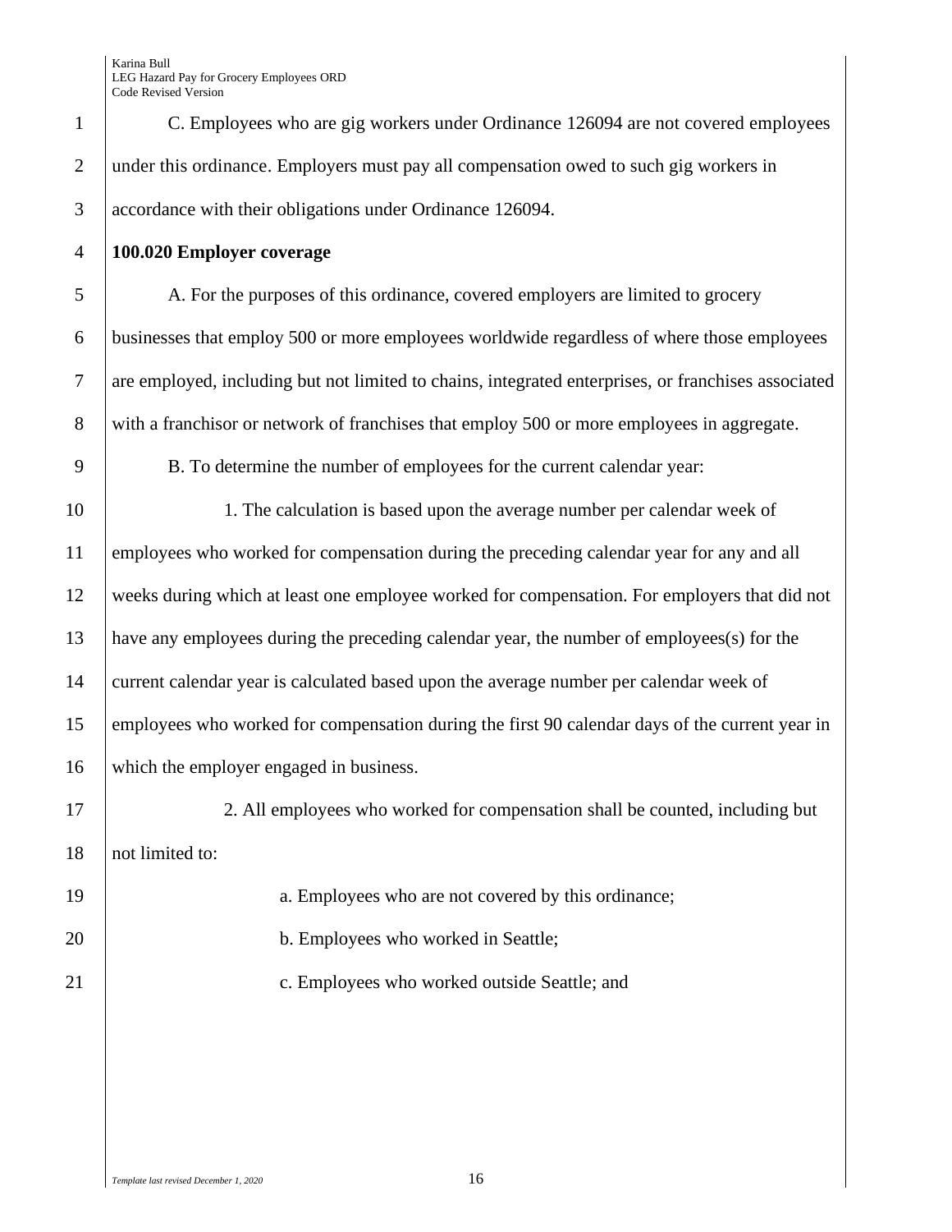C. Employees who are gig workers under Ordinance 126094 are not covered employees under this ordinance. Employers must pay all compensation owed to such gig workers in accordance with their obligations under Ordinance 126094.

**100.020 Employer coverage**

A. For the purposes of this ordinance, covered employers are limited to grocery businesses that employ 500 or more employees worldwide regardless of where those employees are employed, including but not limited to chains, integrated enterprises, or franchises associated with a franchisor or network of franchises that employ 500 or more employees in aggregate.

B. To determine the number of employees for the current calendar year:

1. The calculation is based upon the average number per calendar week of employees who worked for compensation during the preceding calendar year for any and all weeks during which at least one employee worked for compensation. For employers that did not have any employees during the preceding calendar year, the number of employees(s) for the current calendar year is calculated based upon the average number per calendar week of employees who worked for compensation during the first 90 calendar days of the current year in which the employer engaged in business.

2. All employees who worked for compensation shall be counted, including but not limited to:

a. Employees who are not covered by this ordinance;

b. Employees who worked in Seattle;

c. Employees who worked outside Seattle; and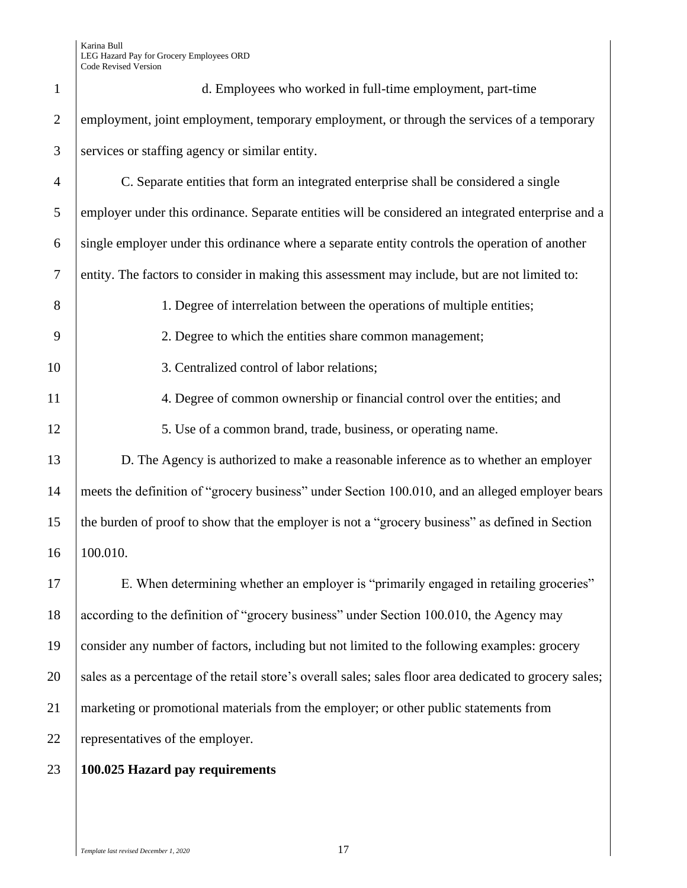d. Employees who worked in full-time employment, part-time employment, joint employment, temporary employment, or through the services of a temporary services or staffing agency or similar entity.

C. Separate entities that form an integrated enterprise shall be considered a single employer under this ordinance. Separate entities will be considered an integrated enterprise and a single employer under this ordinance where a separate entity controls the operation of another entity. The factors to consider in making this assessment may include, but are not limited to:

1. Degree of interrelation between the operations of multiple entities;

2. Degree to which the entities share common management;

3. Centralized control of labor relations;

4. Degree of common ownership or financial control over the entities; and

5. Use of a common brand, trade, business, or operating name.

D. The Agency is authorized to make a reasonable inference as to whether an employer meets the definition of "grocery business" under Section 100.010, and an alleged employer bears the burden of proof to show that the employer is not a "grocery business" as defined in Section 100.010.

E. When determining whether an employer is "primarily engaged in retailing groceries" according to the definition of "grocery business" under Section 100.010, the Agency may consider any number of factors, including but not limited to the following examples: grocery sales as a percentage of the retail store's overall sales; sales floor area dedicated to grocery sales; marketing or promotional materials from the employer; or other public statements from representatives of the employer.

**100.025 Hazard pay requirements**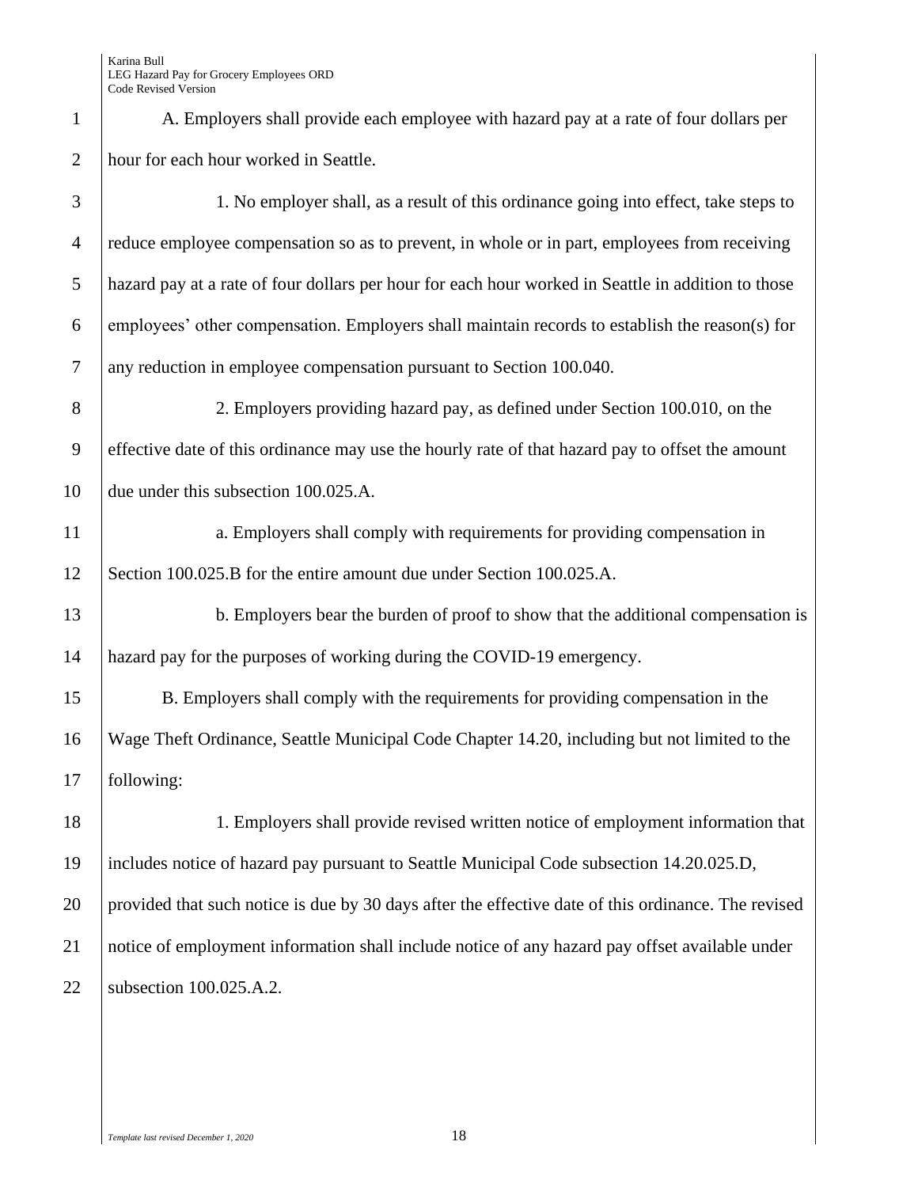A. Employers shall provide each employee with hazard pay at a rate of four dollars per hour for each hour worked in Seattle.

1. No employer shall, as a result of this ordinance going into effect, take steps to reduce employee compensation so as to prevent, in whole or in part, employees from receiving hazard pay at a rate of four dollars per hour for each hour worked in Seattle in addition to those employees' other compensation. Employers shall maintain records to establish the reason(s) for any reduction in employee compensation pursuant to Section 100.040.

2. Employers providing hazard pay, as defined under Section 100.010, on the effective date of this ordinance may use the hourly rate of that hazard pay to offset the amount due under this subsection 100.025.A.

a. Employers shall comply with requirements for providing compensation in Section 100.025.B for the entire amount due under Section 100.025.A.

b. Employers bear the burden of proof to show that the additional compensation is hazard pay for the purposes of working during the COVID-19 emergency.

B. Employers shall comply with the requirements for providing compensation in the Wage Theft Ordinance, Seattle Municipal Code Chapter 14.20, including but not limited to the following:

1. Employers shall provide revised written notice of employment information that includes notice of hazard pay pursuant to Seattle Municipal Code subsection 14.20.025.D, provided that such notice is due by 30 days after the effective date of this ordinance. The revised notice of employment information shall include notice of any hazard pay offset available under subsection 100.025.A.2.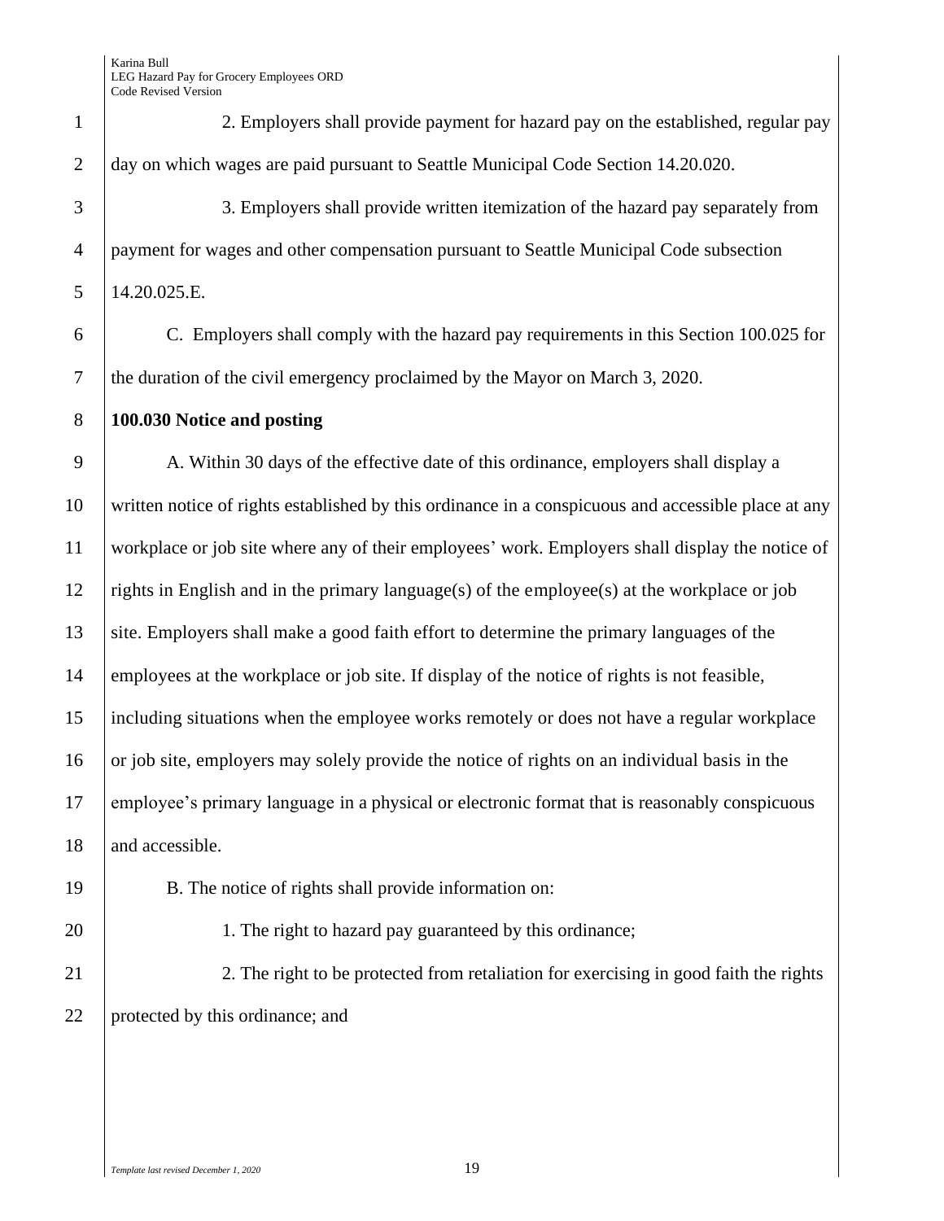2. Employers shall provide payment for hazard pay on the established, regular pay day on which wages are paid pursuant to Seattle Municipal Code Section 14.20.020.

3. Employers shall provide written itemization of the hazard pay separately from payment for wages and other compensation pursuant to Seattle Municipal Code subsection 14.20.025.E.

C. Employers shall comply with the hazard pay requirements in this Section 100.025 for the duration of the civil emergency proclaimed by the Mayor on March 3, 2020.

**100.030 Notice and posting**

A. Within 30 days of the effective date of this ordinance, employers shall display a written notice of rights established by this ordinance in a conspicuous and accessible place at any workplace or job site where any of their employees' work. Employers shall display the notice of rights in English and in the primary language(s) of the employee(s) at the workplace or job site. Employers shall make a good faith effort to determine the primary languages of the employees at the workplace or job site. If display of the notice of rights is not feasible, including situations when the employee works remotely or does not have a regular workplace or job site, employers may solely provide the notice of rights on an individual basis in the employee's primary language in a physical or electronic format that is reasonably conspicuous and accessible.

B. The notice of rights shall provide information on:

1. The right to hazard pay guaranteed by this ordinance;

2. The right to be protected from retaliation for exercising in good faith the rights protected by this ordinance; and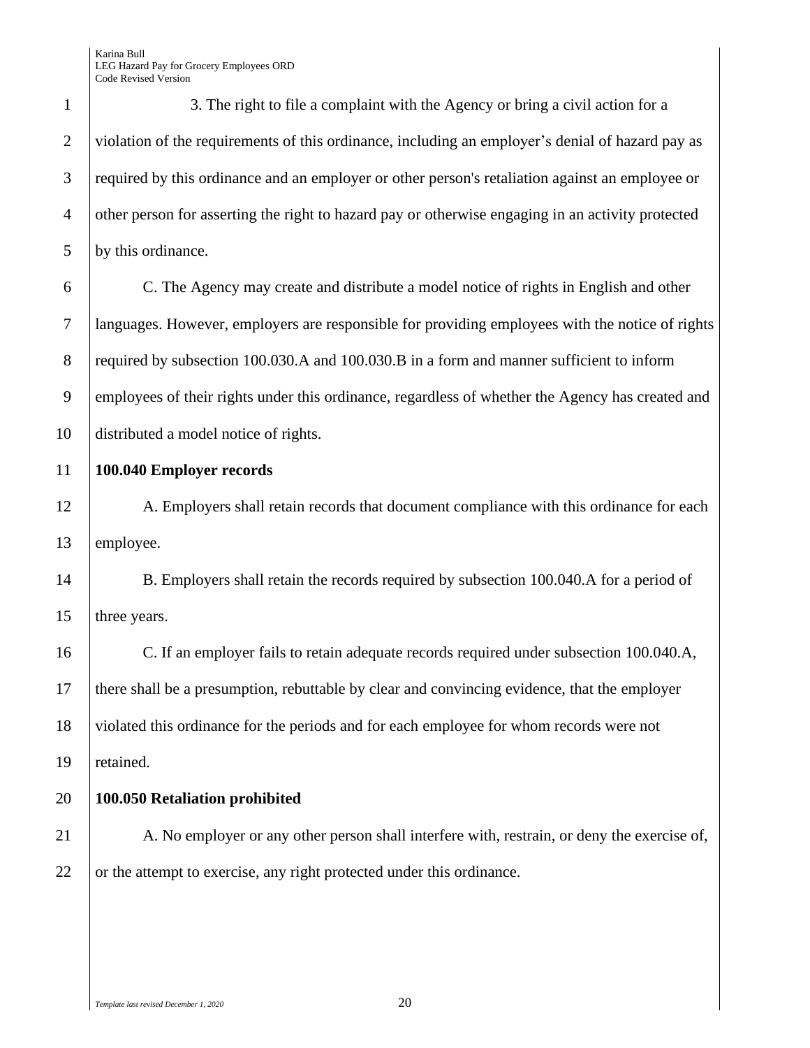3. The right to file a complaint with the Agency or bring a civil action for a violation of the requirements of this ordinance, including an employer's denial of hazard pay as required by this ordinance and an employer or other person's retaliation against an employee or other person for asserting the right to hazard pay or otherwise engaging in an activity protected by this ordinance.

C. The Agency may create and distribute a model notice of rights in English and other languages. However, employers are responsible for providing employees with the notice of rights required by subsection 100.030.A and 100.030.B in a form and manner sufficient to inform employees of their rights under this ordinance, regardless of whether the Agency has created and distributed a model notice of rights.

**100.040 Employer records**

A. Employers shall retain records that document compliance with this ordinance for each employee.

B. Employers shall retain the records required by subsection 100.040.A for a period of three years.

C. If an employer fails to retain adequate records required under subsection 100.040.A, there shall be a presumption, rebuttable by clear and convincing evidence, that the employer violated this ordinance for the periods and for each employee for whom records were not retained.

**100.050 Retaliation prohibited**

A. No employer or any other person shall interfere with, restrain, or deny the exercise of, or the attempt to exercise, any right protected under this ordinance.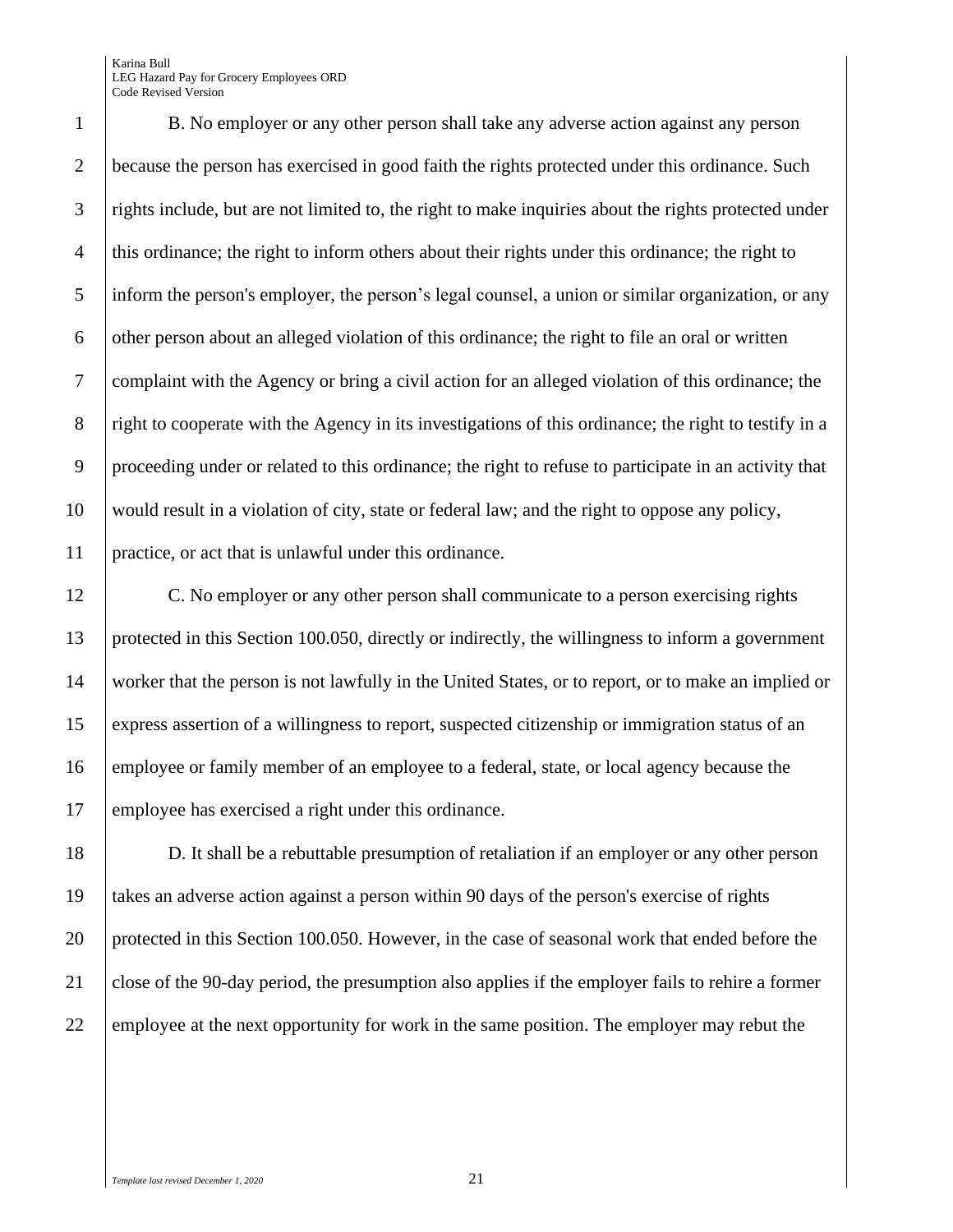B. No employer or any other person shall take any adverse action against any person because the person has exercised in good faith the rights protected under this ordinance. Such rights include, but are not limited to, the right to make inquiries about the rights protected under this ordinance; the right to inform others about their rights under this ordinance; the right to inform the person's employer, the person's legal counsel, a union or similar organization, or any other person about an alleged violation of this ordinance; the right to file an oral or written complaint with the Agency or bring a civil action for an alleged violation of this ordinance; the right to cooperate with the Agency in its investigations of this ordinance; the right to testify in a proceeding under or related to this ordinance; the right to refuse to participate in an activity that would result in a violation of city, state or federal law; and the right to oppose any policy, practice, or act that is unlawful under this ordinance.

C. No employer or any other person shall communicate to a person exercising rights protected in this Section 100.050, directly or indirectly, the willingness to inform a government worker that the person is not lawfully in the United States, or to report, or to make an implied or express assertion of a willingness to report, suspected citizenship or immigration status of an employee or family member of an employee to a federal, state, or local agency because the employee has exercised a right under this ordinance.

D. It shall be a rebuttable presumption of retaliation if an employer or any other person takes an adverse action against a person within 90 days of the person's exercise of rights protected in this Section 100.050. However, in the case of seasonal work that ended before the close of the 90-day period, the presumption also applies if the employer fails to rehire a former employee at the next opportunity for work in the same position. The employer may rebut the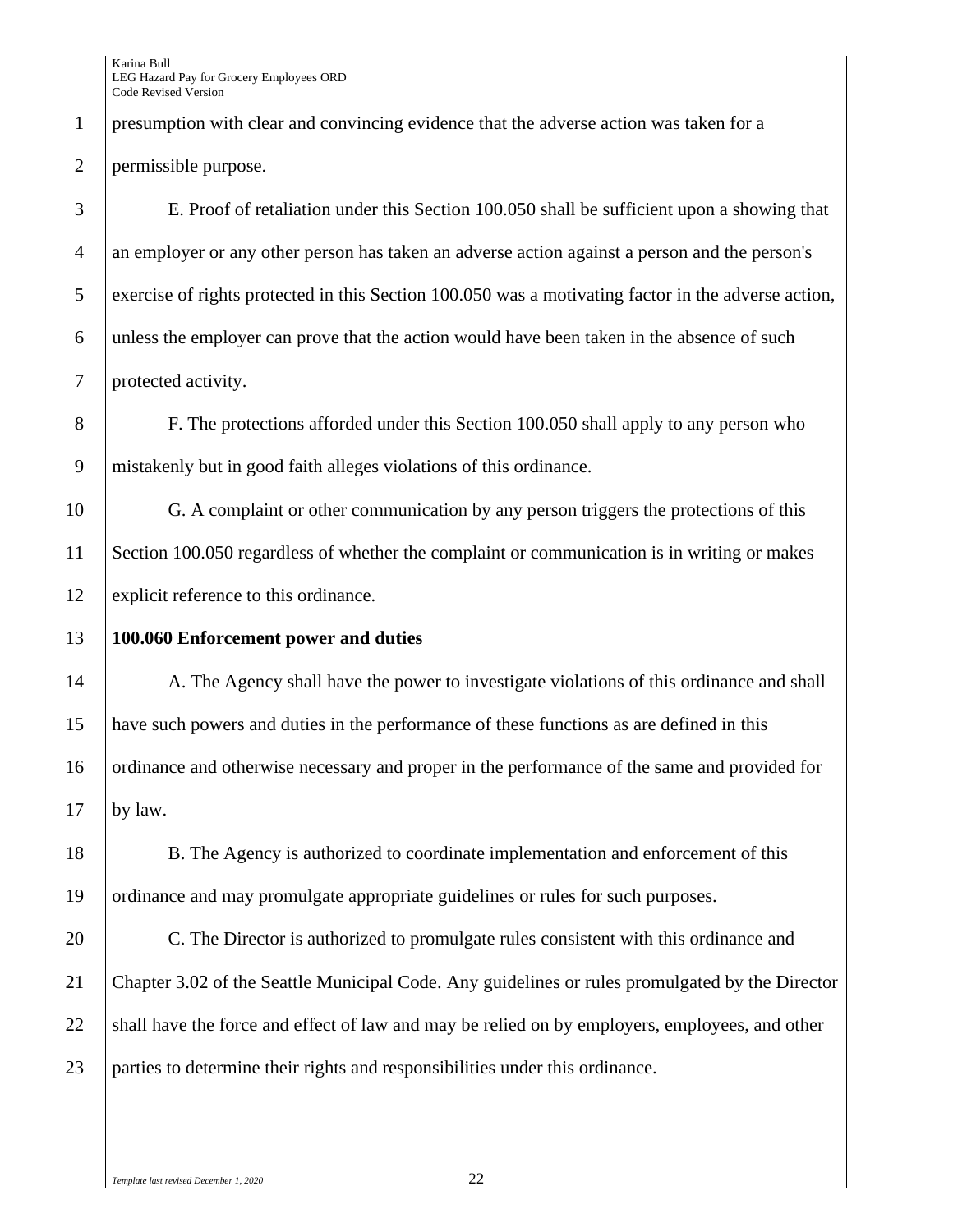presumption with clear and convincing evidence that the adverse action was taken for a permissible purpose.

E. Proof of retaliation under this Section 100.050 shall be sufficient upon a showing that an employer or any other person has taken an adverse action against a person and the person's exercise of rights protected in this Section 100.050 was a motivating factor in the adverse action, unless the employer can prove that the action would have been taken in the absence of such protected activity.

F. The protections afforded under this Section 100.050 shall apply to any person who mistakenly but in good faith alleges violations of this ordinance.

G. A complaint or other communication by any person triggers the protections of this Section 100.050 regardless of whether the complaint or communication is in writing or makes explicit reference to this ordinance.

**100.060 Enforcement power and duties**

A. The Agency shall have the power to investigate violations of this ordinance and shall have such powers and duties in the performance of these functions as are defined in this ordinance and otherwise necessary and proper in the performance of the same and provided for by law.

B. The Agency is authorized to coordinate implementation and enforcement of this ordinance and may promulgate appropriate guidelines or rules for such purposes.

C. The Director is authorized to promulgate rules consistent with this ordinance and Chapter 3.02 of the Seattle Municipal Code. Any guidelines or rules promulgated by the Director shall have the force and effect of law and may be relied on by employers, employees, and other parties to determine their rights and responsibilities under this ordinance.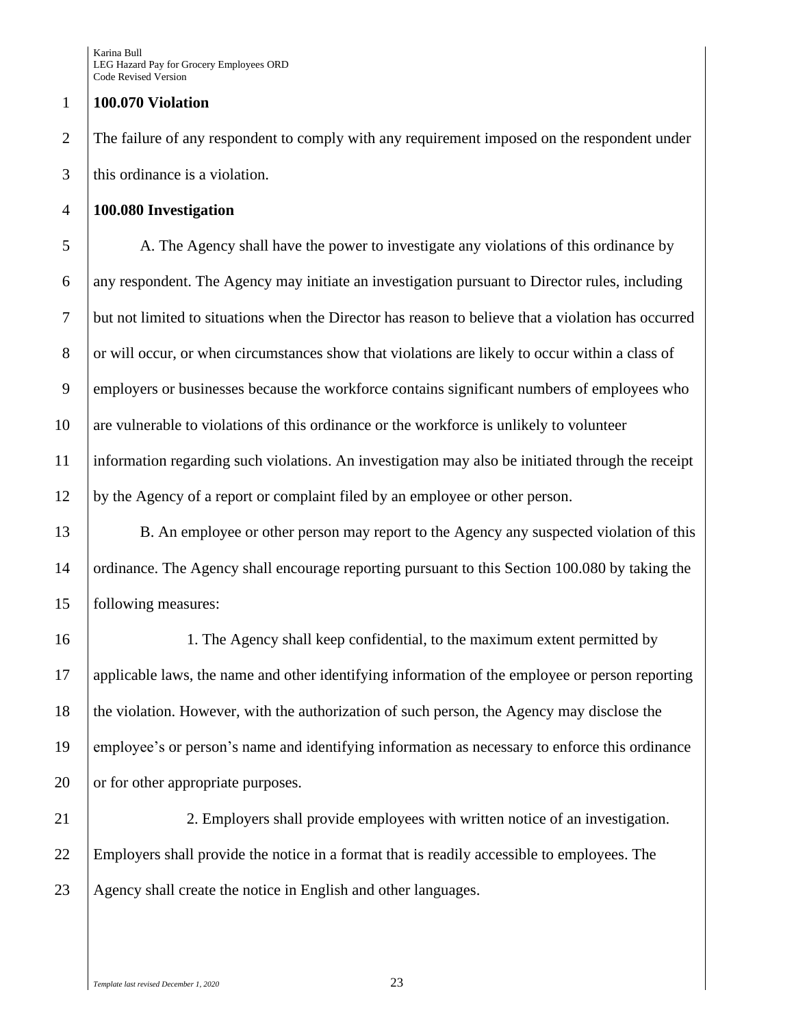**100.070 Violation**

The failure of any respondent to comply with any requirement imposed on the respondent under this ordinance is a violation.

**100.080 Investigation**

A. The Agency shall have the power to investigate any violations of this ordinance by any respondent. The Agency may initiate an investigation pursuant to Director rules, including but not limited to situations when the Director has reason to believe that a violation has occurred or will occur, or when circumstances show that violations are likely to occur within a class of employers or businesses because the workforce contains significant numbers of employees who are vulnerable to violations of this ordinance or the workforce is unlikely to volunteer information regarding such violations. An investigation may also be initiated through the receipt by the Agency of a report or complaint filed by an employee or other person.

B. An employee or other person may report to the Agency any suspected violation of this ordinance. The Agency shall encourage reporting pursuant to this Section 100.080 by taking the following measures:

1. The Agency shall keep confidential, to the maximum extent permitted by applicable laws, the name and other identifying information of the employee or person reporting the violation. However, with the authorization of such person, the Agency may disclose the employee's or person's name and identifying information as necessary to enforce this ordinance or for other appropriate purposes.

2. Employers shall provide employees with written notice of an investigation. Employers shall provide the notice in a format that is readily accessible to employees. The Agency shall create the notice in English and other languages.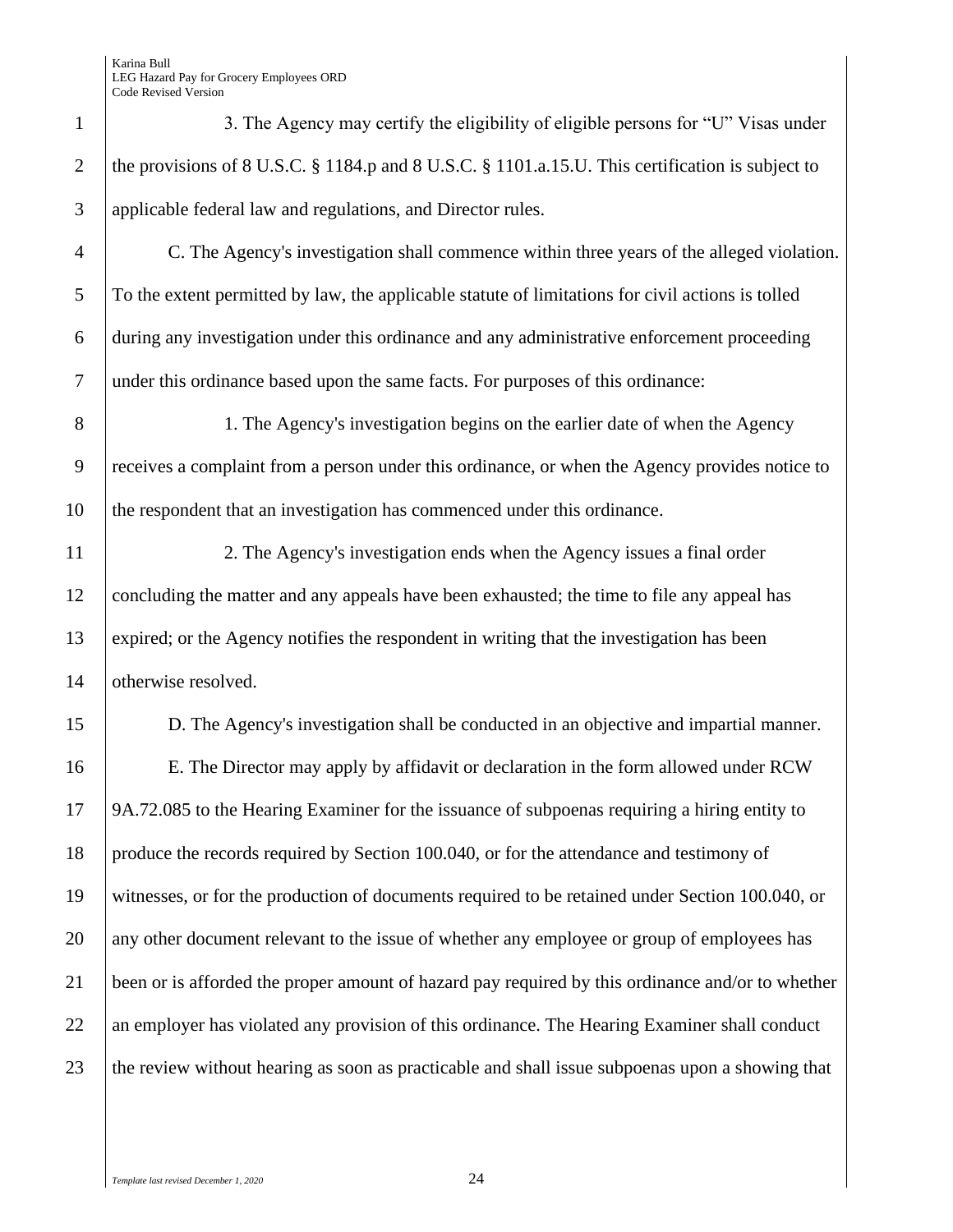3. The Agency may certify the eligibility of eligible persons for "U" Visas under the provisions of 8 U.S.C. § 1184.p and 8 U.S.C. § 1101.a.15.U. This certification is subject to applicable federal law and regulations, and Director rules.

C. The Agency's investigation shall commence within three years of the alleged violation. To the extent permitted by law, the applicable statute of limitations for civil actions is tolled during any investigation under this ordinance and any administrative enforcement proceeding under this ordinance based upon the same facts. For purposes of this ordinance:

1. The Agency's investigation begins on the earlier date of when the Agency receives a complaint from a person under this ordinance, or when the Agency provides notice to the respondent that an investigation has commenced under this ordinance.

2. The Agency's investigation ends when the Agency issues a final order concluding the matter and any appeals have been exhausted; the time to file any appeal has expired; or the Agency notifies the respondent in writing that the investigation has been otherwise resolved.

D. The Agency's investigation shall be conducted in an objective and impartial manner.

E. The Director may apply by affidavit or declaration in the form allowed under RCW 9A.72.085 to the Hearing Examiner for the issuance of subpoenas requiring a hiring entity to produce the records required by Section 100.040, or for the attendance and testimony of witnesses, or for the production of documents required to be retained under Section 100.040, or any other document relevant to the issue of whether any employee or group of employees has been or is afforded the proper amount of hazard pay required by this ordinance and/or to whether an employer has violated any provision of this ordinance. The Hearing Examiner shall conduct the review without hearing as soon as practicable and shall issue subpoenas upon a showing that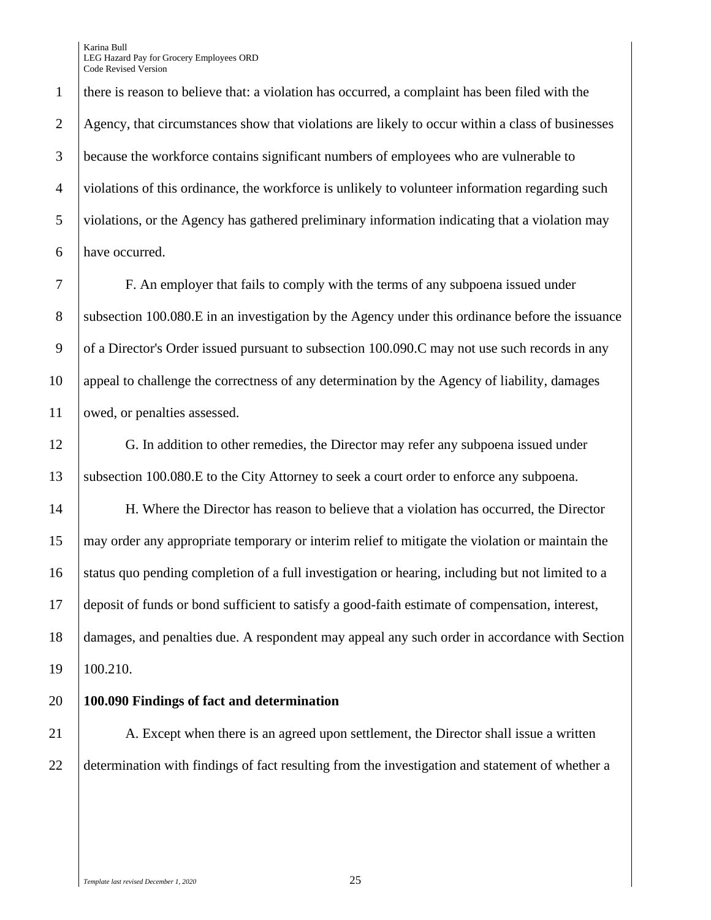there is reason to believe that: a violation has occurred, a complaint has been filed with the Agency, that circumstances show that violations are likely to occur within a class of businesses because the workforce contains significant numbers of employees who are vulnerable to violations of this ordinance, the workforce is unlikely to volunteer information regarding such violations, or the Agency has gathered preliminary information indicating that a violation may have occurred.

F. An employer that fails to comply with the terms of any subpoena issued under subsection 100.080.E in an investigation by the Agency under this ordinance before the issuance of a Director's Order issued pursuant to subsection 100.090.C may not use such records in any appeal to challenge the correctness of any determination by the Agency of liability, damages owed, or penalties assessed.

G. In addition to other remedies, the Director may refer any subpoena issued under subsection 100.080.E to the City Attorney to seek a court order to enforce any subpoena.

H. Where the Director has reason to believe that a violation has occurred, the Director may order any appropriate temporary or interim relief to mitigate the violation or maintain the status quo pending completion of a full investigation or hearing, including but not limited to a deposit of funds or bond sufficient to satisfy a good-faith estimate of compensation, interest, damages, and penalties due. A respondent may appeal any such order in accordance with Section 100.210.

**100.090 Findings of fact and determination**

A. Except when there is an agreed upon settlement, the Director shall issue a written determination with findings of fact resulting from the investigation and statement of whether a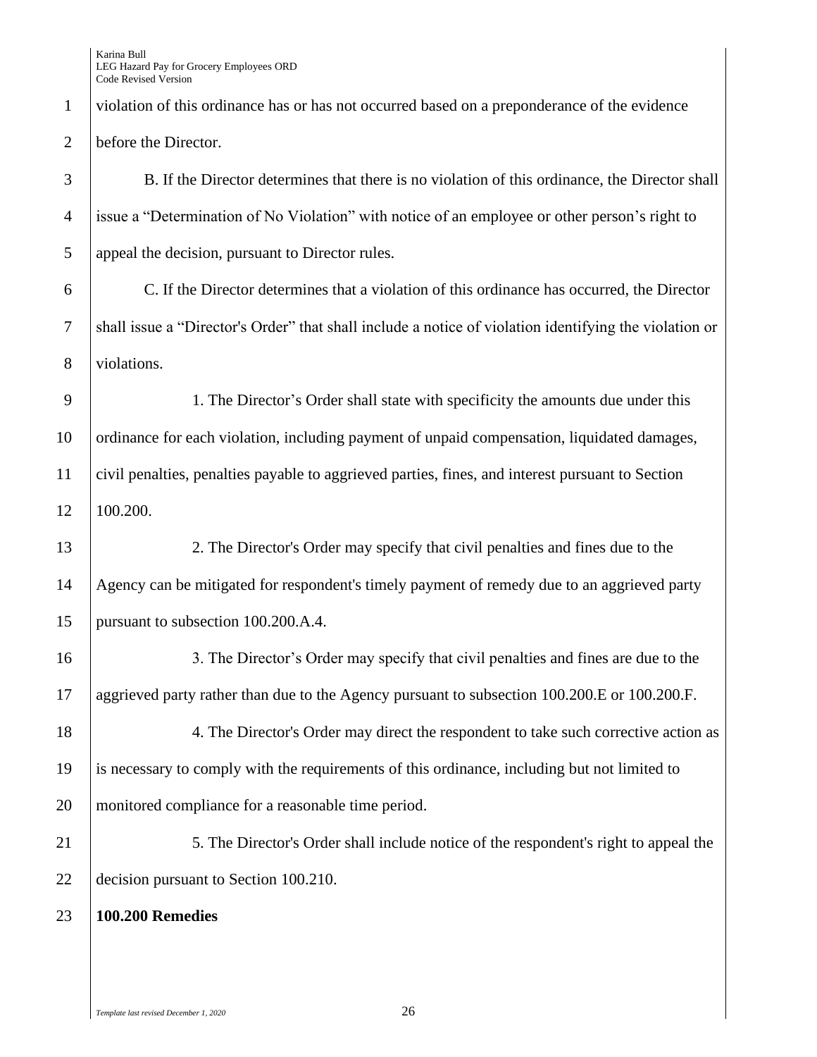violation of this ordinance has or has not occurred based on a preponderance of the evidence before the Director.

B. If the Director determines that there is no violation of this ordinance, the Director shall issue a "Determination of No Violation" with notice of an employee or other person's right to appeal the decision, pursuant to Director rules.

C. If the Director determines that a violation of this ordinance has occurred, the Director shall issue a "Director's Order" that shall include a notice of violation identifying the violation or violations.

1. The Director's Order shall state with specificity the amounts due under this ordinance for each violation, including payment of unpaid compensation, liquidated damages, civil penalties, penalties payable to aggrieved parties, fines, and interest pursuant to Section 100.200.

2. The Director's Order may specify that civil penalties and fines due to the Agency can be mitigated for respondent's timely payment of remedy due to an aggrieved party pursuant to subsection 100.200.A.4.

3. The Director's Order may specify that civil penalties and fines are due to the aggrieved party rather than due to the Agency pursuant to subsection 100.200.E or 100.200.F.

4. The Director's Order may direct the respondent to take such corrective action as is necessary to comply with the requirements of this ordinance, including but not limited to monitored compliance for a reasonable time period.

5. The Director's Order shall include notice of the respondent's right to appeal the decision pursuant to Section 100.210.

**100.200 Remedies**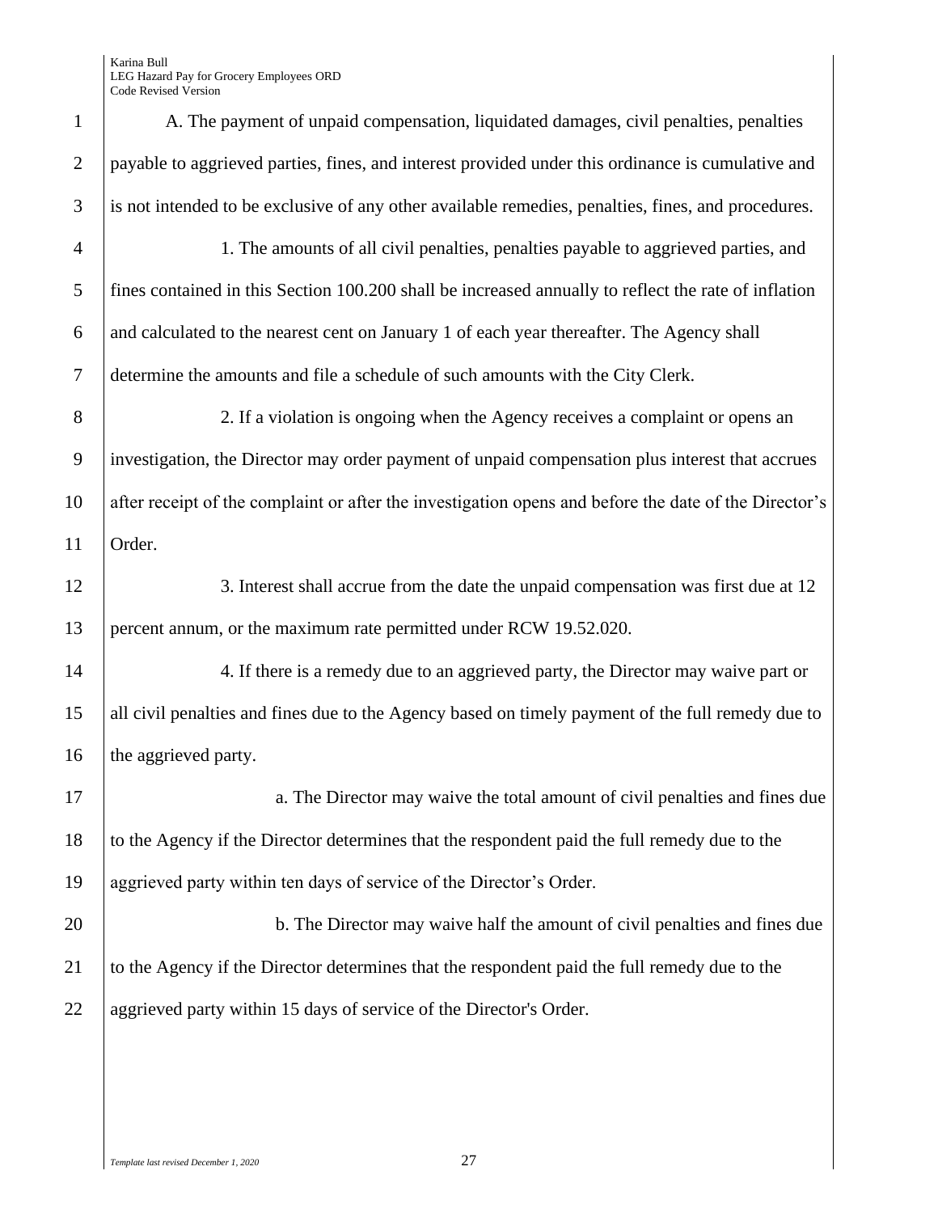A. The payment of unpaid compensation, liquidated damages, civil penalties, penalties payable to aggrieved parties, fines, and interest provided under this ordinance is cumulative and is not intended to be exclusive of any other available remedies, penalties, fines, and procedures.

1. The amounts of all civil penalties, penalties payable to aggrieved parties, and fines contained in this Section 100.200 shall be increased annually to reflect the rate of inflation and calculated to the nearest cent on January 1 of each year thereafter. The Agency shall determine the amounts and file a schedule of such amounts with the City Clerk.

2. If a violation is ongoing when the Agency receives a complaint or opens an investigation, the Director may order payment of unpaid compensation plus interest that accrues after receipt of the complaint or after the investigation opens and before the date of the Director's Order.

3. Interest shall accrue from the date the unpaid compensation was first due at 12 percent annum, or the maximum rate permitted under RCW 19.52.020.

4. If there is a remedy due to an aggrieved party, the Director may waive part or all civil penalties and fines due to the Agency based on timely payment of the full remedy due to the aggrieved party.

a. The Director may waive the total amount of civil penalties and fines due to the Agency if the Director determines that the respondent paid the full remedy due to the aggrieved party within ten days of service of the Director's Order.

b. The Director may waive half the amount of civil penalties and fines due to the Agency if the Director determines that the respondent paid the full remedy due to the aggrieved party within 15 days of service of the Director's Order.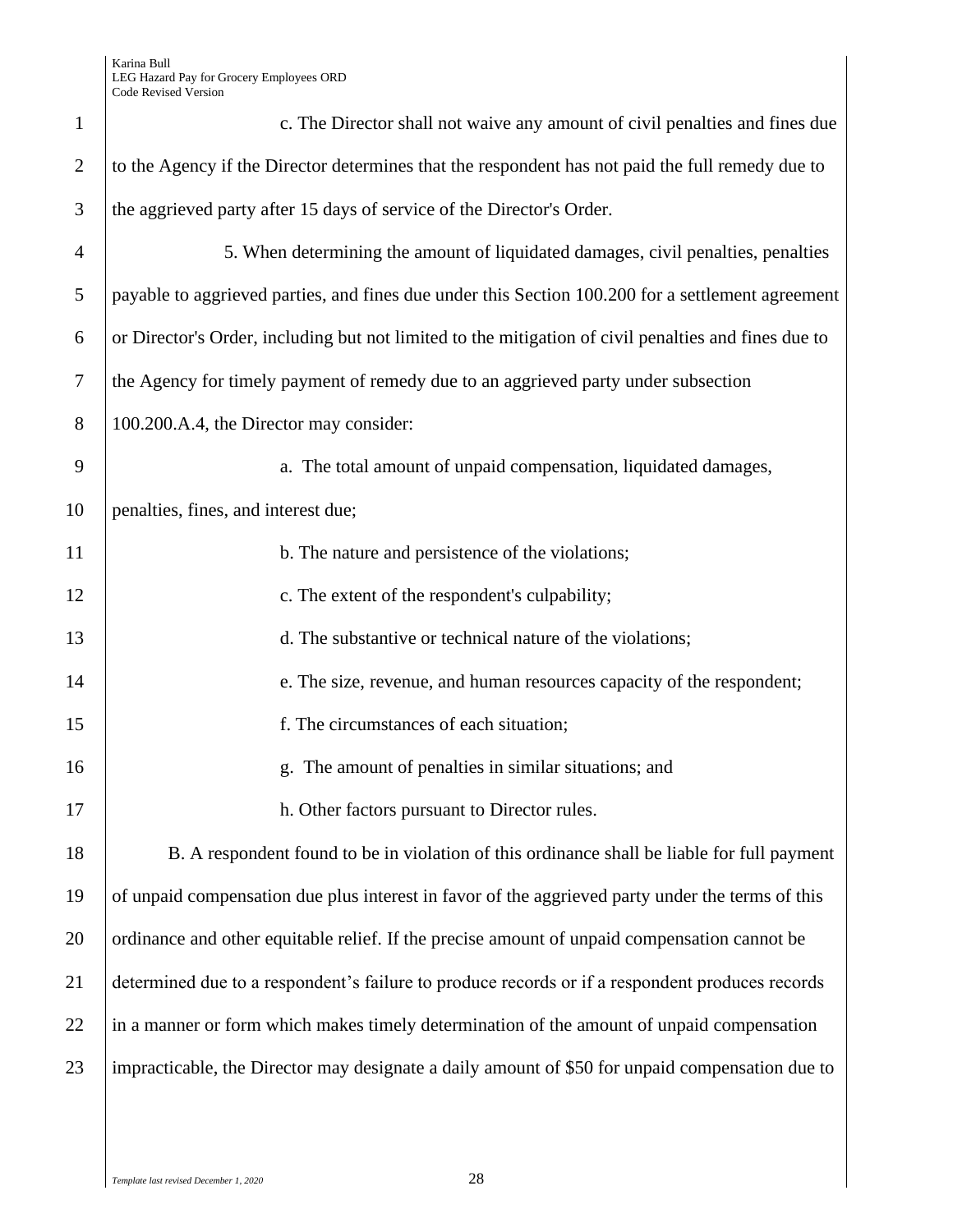c. The Director shall not waive any amount of civil penalties and fines due to the Agency if the Director determines that the respondent has not paid the full remedy due to the aggrieved party after 15 days of service of the Director's Order.

5. When determining the amount of liquidated damages, civil penalties, penalties payable to aggrieved parties, and fines due under this Section 100.200 for a settlement agreement or Director's Order, including but not limited to the mitigation of civil penalties and fines due to the Agency for timely payment of remedy due to an aggrieved party under subsection 100.200.A.4, the Director may consider:

a. The total amount of unpaid compensation, liquidated damages, penalties, fines, and interest due;

b. The nature and persistence of the violations;

c. The extent of the respondent's culpability;

d. The substantive or technical nature of the violations;

e. The size, revenue, and human resources capacity of the respondent;

f. The circumstances of each situation;

g. The amount of penalties in similar situations; and

h. Other factors pursuant to Director rules.

B. A respondent found to be in violation of this ordinance shall be liable for full payment of unpaid compensation due plus interest in favor of the aggrieved party under the terms of this ordinance and other equitable relief. If the precise amount of unpaid compensation cannot be determined due to a respondent's failure to produce records or if a respondent produces records in a manner or form which makes timely determination of the amount of unpaid compensation impracticable, the Director may designate a daily amount of $50 for unpaid compensation due to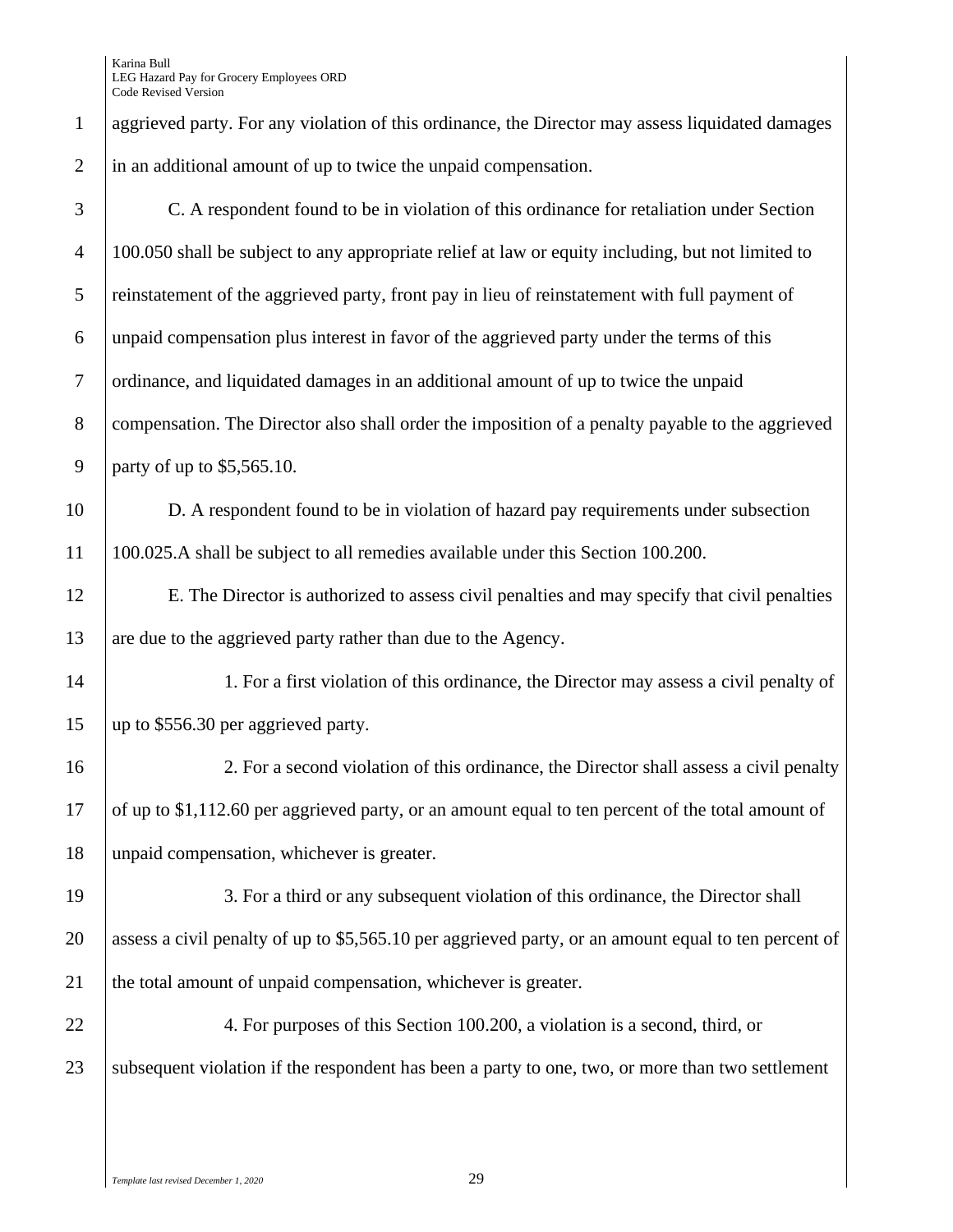aggrieved party. For any violation of this ordinance, the Director may assess liquidated damages in an additional amount of up to twice the unpaid compensation.

C. A respondent found to be in violation of this ordinance for retaliation under Section 100.050 shall be subject to any appropriate relief at law or equity including, but not limited to reinstatement of the aggrieved party, front pay in lieu of reinstatement with full payment of unpaid compensation plus interest in favor of the aggrieved party under the terms of this ordinance, and liquidated damages in an additional amount of up to twice the unpaid compensation. The Director also shall order the imposition of a penalty payable to the aggrieved party of up to $5,565.10.

D. A respondent found to be in violation of hazard pay requirements under subsection 100.025.A shall be subject to all remedies available under this Section 100.200.

E. The Director is authorized to assess civil penalties and may specify that civil penalties are due to the aggrieved party rather than due to the Agency.

1. For a first violation of this ordinance, the Director may assess a civil penalty of up to $556.30 per aggrieved party.

2. For a second violation of this ordinance, the Director shall assess a civil penalty of up to $1,112.60 per aggrieved party, or an amount equal to ten percent of the total amount of unpaid compensation, whichever is greater.

3. For a third or any subsequent violation of this ordinance, the Director shall assess a civil penalty of up to $5,565.10 per aggrieved party, or an amount equal to ten percent of the total amount of unpaid compensation, whichever is greater.

4. For purposes of this Section 100.200, a violation is a second, third, or subsequent violation if the respondent has been a party to one, two, or more than two settlement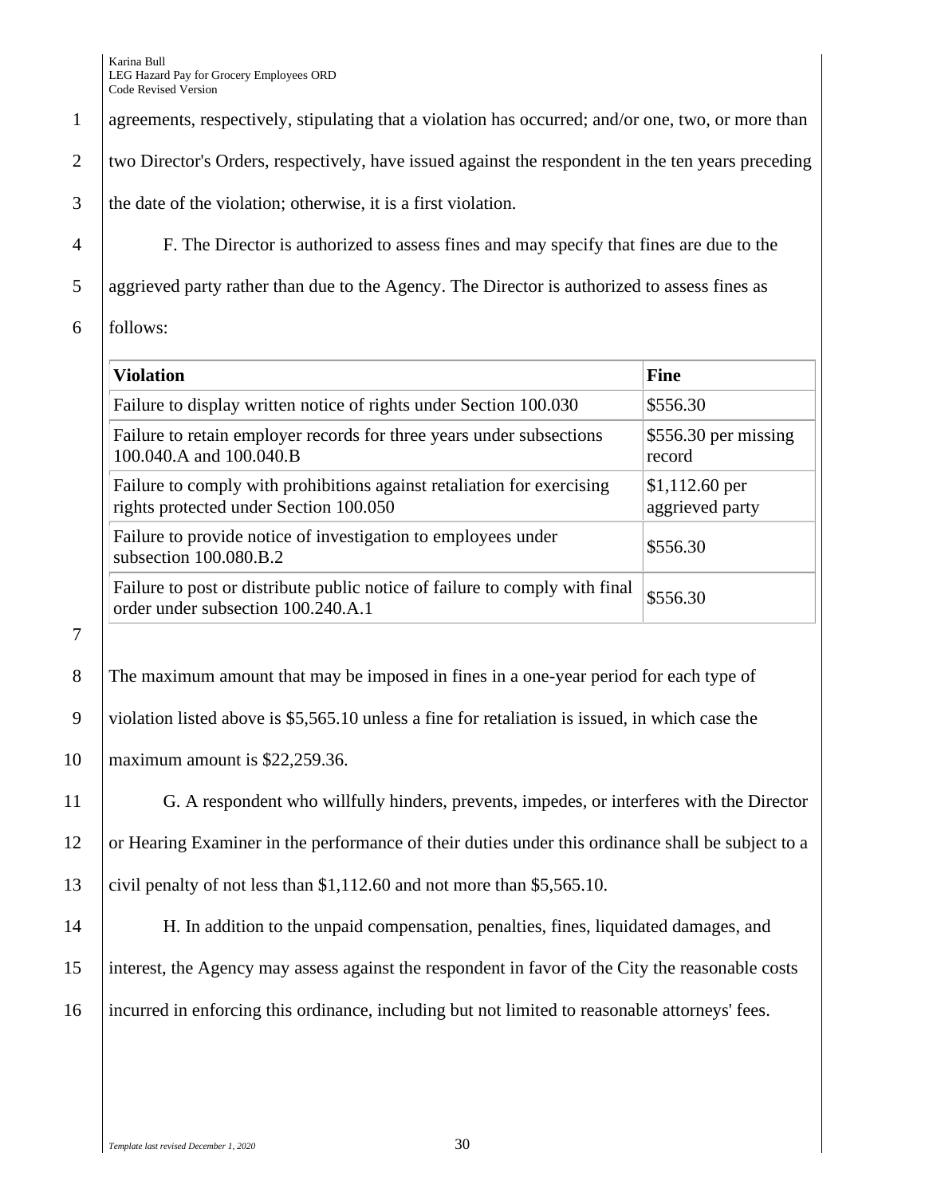agreements, respectively, stipulating that a violation has occurred; and/or one, two, or more than two Director's Orders, respectively, have issued against the respondent in the ten years preceding the date of the violation; otherwise, it is a first violation.

F. The Director is authorized to assess fines and may specify that fines are due to the aggrieved party rather than due to the Agency. The Director is authorized to assess fines as follows:

| Violation | Fine |
|---|---|
| Failure to display written notice of rights under Section 100.030 | $556.30 |
| Failure to retain employer records for three years under subsections 100.040.A and 100.040.B | $556.30 per missing record |
| Failure to comply with prohibitions against retaliation for exercising rights protected under Section 100.050 | $1,112.60 per aggrieved party |
| Failure to provide notice of investigation to employees under subsection 100.080.B.2 | $556.30 |
| Failure to post or distribute public notice of failure to comply with final order under subsection 100.240.A.1 | $556.30 |

The maximum amount that may be imposed in fines in a one-year period for each type of violation listed above is $5,565.10 unless a fine for retaliation is issued, in which case the maximum amount is $22,259.36.

G. A respondent who willfully hinders, prevents, impedes, or interferes with the Director or Hearing Examiner in the performance of their duties under this ordinance shall be subject to a civil penalty of not less than $1,112.60 and not more than $5,565.10.

H. In addition to the unpaid compensation, penalties, fines, liquidated damages, and interest, the Agency may assess against the respondent in favor of the City the reasonable costs incurred in enforcing this ordinance, including but not limited to reasonable attorneys' fees.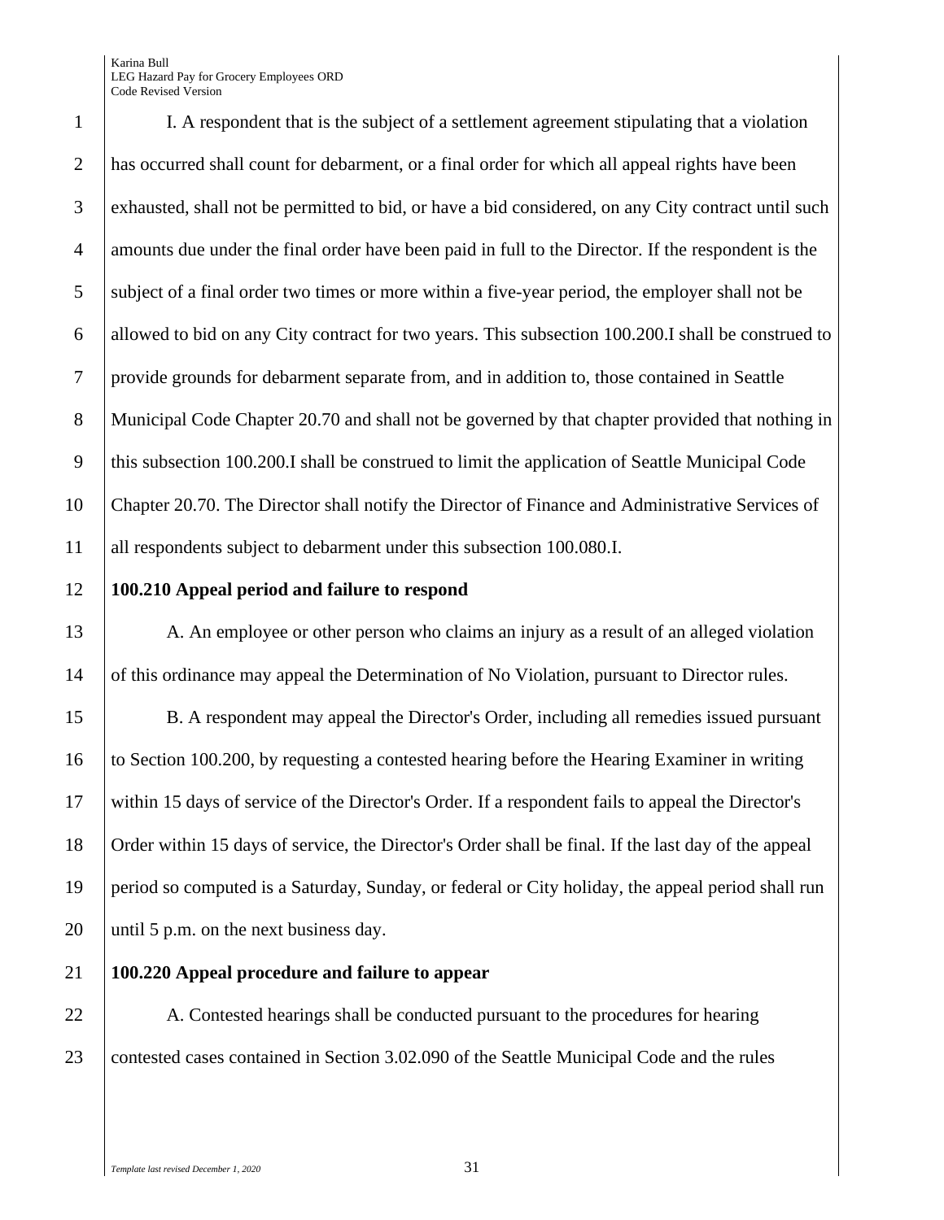I. A respondent that is the subject of a settlement agreement stipulating that a violation has occurred shall count for debarment, or a final order for which all appeal rights have been exhausted, shall not be permitted to bid, or have a bid considered, on any City contract until such amounts due under the final order have been paid in full to the Director. If the respondent is the subject of a final order two times or more within a five-year period, the employer shall not be allowed to bid on any City contract for two years. This subsection 100.200.I shall be construed to provide grounds for debarment separate from, and in addition to, those contained in Seattle Municipal Code Chapter 20.70 and shall not be governed by that chapter provided that nothing in this subsection 100.200.I shall be construed to limit the application of Seattle Municipal Code Chapter 20.70. The Director shall notify the Director of Finance and Administrative Services of all respondents subject to debarment under this subsection 100.080.I.

**100.210 Appeal period and failure to respond**

A. An employee or other person who claims an injury as a result of an alleged violation of this ordinance may appeal the Determination of No Violation, pursuant to Director rules.

B. A respondent may appeal the Director's Order, including all remedies issued pursuant to Section 100.200, by requesting a contested hearing before the Hearing Examiner in writing within 15 days of service of the Director's Order. If a respondent fails to appeal the Director's Order within 15 days of service, the Director's Order shall be final. If the last day of the appeal period so computed is a Saturday, Sunday, or federal or City holiday, the appeal period shall run until 5 p.m. on the next business day.

**100.220 Appeal procedure and failure to appear**

A. Contested hearings shall be conducted pursuant to the procedures for hearing contested cases contained in Section 3.02.090 of the Seattle Municipal Code and the rules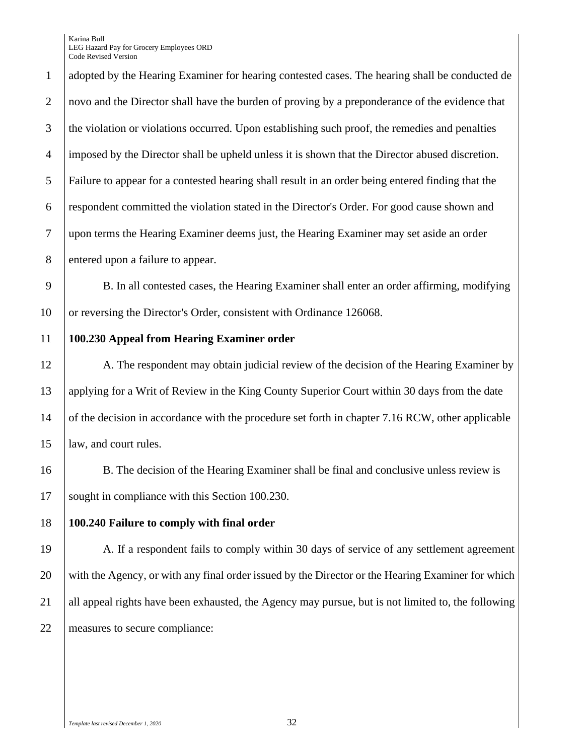adopted by the Hearing Examiner for hearing contested cases. The hearing shall be conducted de novo and the Director shall have the burden of proving by a preponderance of the evidence that the violation or violations occurred. Upon establishing such proof, the remedies and penalties imposed by the Director shall be upheld unless it is shown that the Director abused discretion. Failure to appear for a contested hearing shall result in an order being entered finding that the respondent committed the violation stated in the Director's Order. For good cause shown and upon terms the Hearing Examiner deems just, the Hearing Examiner may set aside an order entered upon a failure to appear.

B. In all contested cases, the Hearing Examiner shall enter an order affirming, modifying or reversing the Director's Order, consistent with Ordinance 126068.

**100.230 Appeal from Hearing Examiner order**

A. The respondent may obtain judicial review of the decision of the Hearing Examiner by applying for a Writ of Review in the King County Superior Court within 30 days from the date of the decision in accordance with the procedure set forth in chapter 7.16 RCW, other applicable law, and court rules.

B. The decision of the Hearing Examiner shall be final and conclusive unless review is sought in compliance with this Section 100.230.

**100.240 Failure to comply with final order**

A. If a respondent fails to comply within 30 days of service of any settlement agreement with the Agency, or with any final order issued by the Director or the Hearing Examiner for which all appeal rights have been exhausted, the Agency may pursue, but is not limited to, the following measures to secure compliance: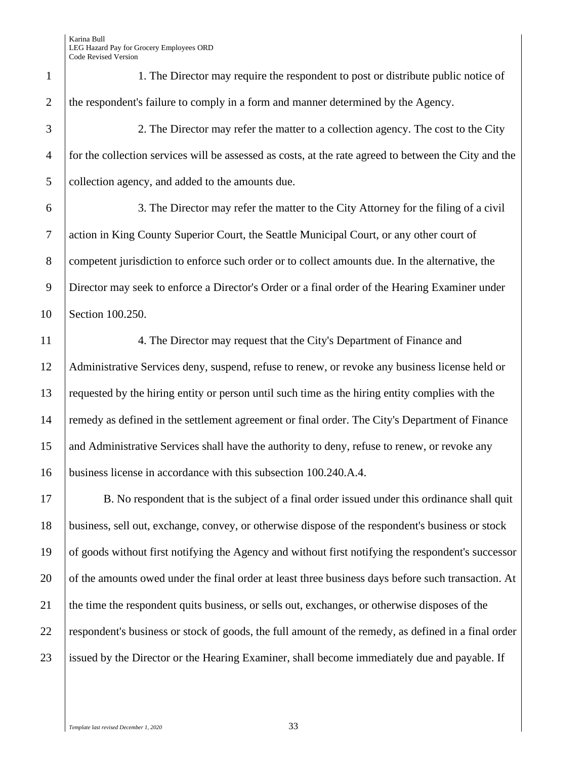1. The Director may require the respondent to post or distribute public notice of the respondent's failure to comply in a form and manner determined by the Agency.

2. The Director may refer the matter to a collection agency. The cost to the City for the collection services will be assessed as costs, at the rate agreed to between the City and the collection agency, and added to the amounts due.

3. The Director may refer the matter to the City Attorney for the filing of a civil action in King County Superior Court, the Seattle Municipal Court, or any other court of competent jurisdiction to enforce such order or to collect amounts due. In the alternative, the Director may seek to enforce a Director's Order or a final order of the Hearing Examiner under Section 100.250.

4. The Director may request that the City's Department of Finance and Administrative Services deny, suspend, refuse to renew, or revoke any business license held or requested by the hiring entity or person until such time as the hiring entity complies with the remedy as defined in the settlement agreement or final order. The City's Department of Finance and Administrative Services shall have the authority to deny, refuse to renew, or revoke any business license in accordance with this subsection 100.240.A.4.

B. No respondent that is the subject of a final order issued under this ordinance shall quit business, sell out, exchange, convey, or otherwise dispose of the respondent's business or stock of goods without first notifying the Agency and without first notifying the respondent's successor of the amounts owed under the final order at least three business days before such transaction. At the time the respondent quits business, or sells out, exchanges, or otherwise disposes of the respondent's business or stock of goods, the full amount of the remedy, as defined in a final order issued by the Director or the Hearing Examiner, shall become immediately due and payable. If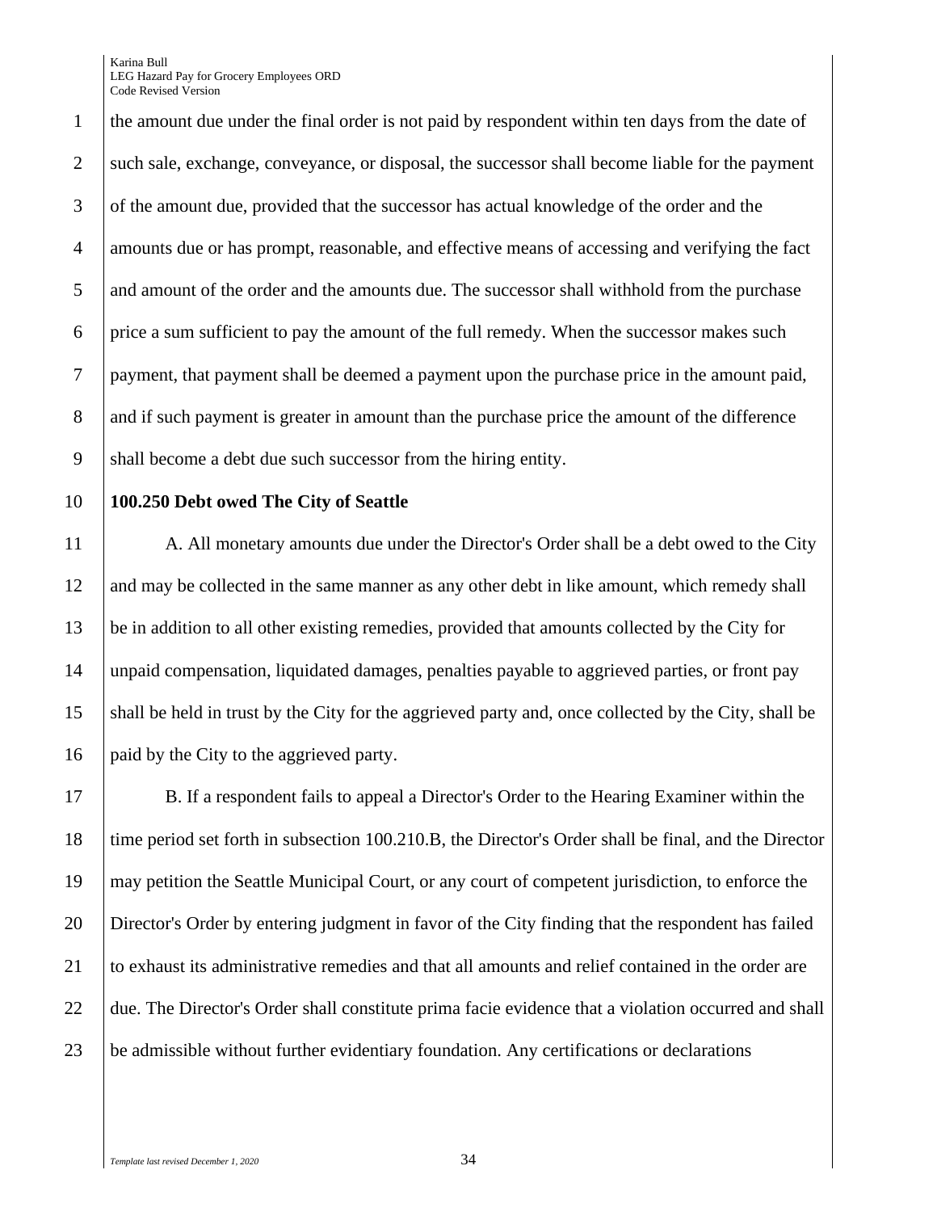the amount due under the final order is not paid by respondent within ten days from the date of such sale, exchange, conveyance, or disposal, the successor shall become liable for the payment of the amount due, provided that the successor has actual knowledge of the order and the amounts due or has prompt, reasonable, and effective means of accessing and verifying the fact and amount of the order and the amounts due. The successor shall withhold from the purchase price a sum sufficient to pay the amount of the full remedy. When the successor makes such payment, that payment shall be deemed a payment upon the purchase price in the amount paid, and if such payment is greater in amount than the purchase price the amount of the difference shall become a debt due such successor from the hiring entity.

**100.250 Debt owed The City of Seattle**

A. All monetary amounts due under the Director's Order shall be a debt owed to the City and may be collected in the same manner as any other debt in like amount, which remedy shall be in addition to all other existing remedies, provided that amounts collected by the City for unpaid compensation, liquidated damages, penalties payable to aggrieved parties, or front pay shall be held in trust by the City for the aggrieved party and, once collected by the City, shall be paid by the City to the aggrieved party.

B. If a respondent fails to appeal a Director's Order to the Hearing Examiner within the time period set forth in subsection 100.210.B, the Director's Order shall be final, and the Director may petition the Seattle Municipal Court, or any court of competent jurisdiction, to enforce the Director's Order by entering judgment in favor of the City finding that the respondent has failed to exhaust its administrative remedies and that all amounts and relief contained in the order are due. The Director's Order shall constitute prima facie evidence that a violation occurred and shall be admissible without further evidentiary foundation. Any certifications or declarations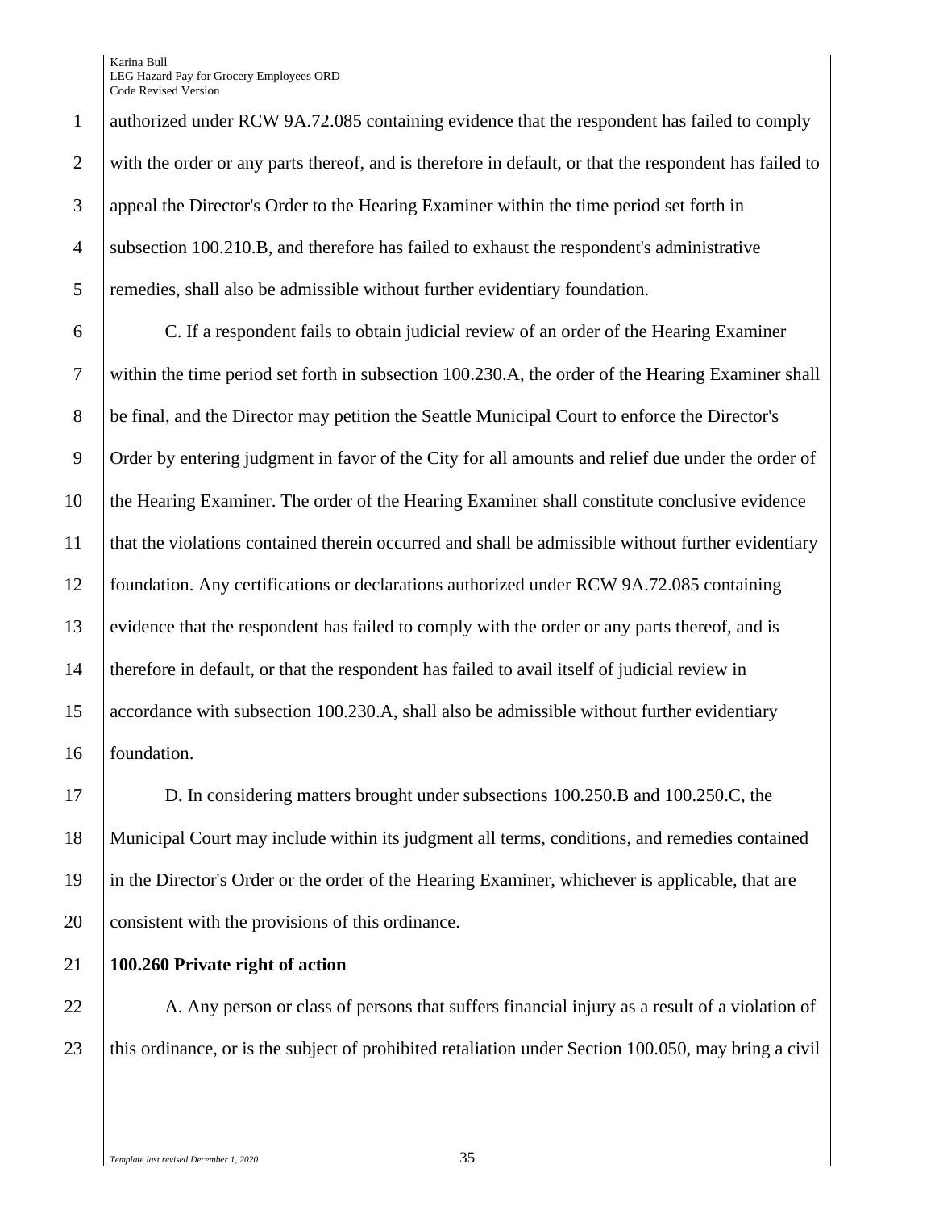authorized under RCW 9A.72.085 containing evidence that the respondent has failed to comply with the order or any parts thereof, and is therefore in default, or that the respondent has failed to appeal the Director's Order to the Hearing Examiner within the time period set forth in subsection 100.210.B, and therefore has failed to exhaust the respondent's administrative remedies, shall also be admissible without further evidentiary foundation.

C. If a respondent fails to obtain judicial review of an order of the Hearing Examiner within the time period set forth in subsection 100.230.A, the order of the Hearing Examiner shall be final, and the Director may petition the Seattle Municipal Court to enforce the Director's Order by entering judgment in favor of the City for all amounts and relief due under the order of the Hearing Examiner. The order of the Hearing Examiner shall constitute conclusive evidence that the violations contained therein occurred and shall be admissible without further evidentiary foundation. Any certifications or declarations authorized under RCW 9A.72.085 containing evidence that the respondent has failed to comply with the order or any parts thereof, and is therefore in default, or that the respondent has failed to avail itself of judicial review in accordance with subsection 100.230.A, shall also be admissible without further evidentiary foundation.

D. In considering matters brought under subsections 100.250.B and 100.250.C, the Municipal Court may include within its judgment all terms, conditions, and remedies contained in the Director's Order or the order of the Hearing Examiner, whichever is applicable, that are consistent with the provisions of this ordinance.

**100.260 Private right of action**

A. Any person or class of persons that suffers financial injury as a result of a violation of this ordinance, or is the subject of prohibited retaliation under Section 100.050, may bring a civil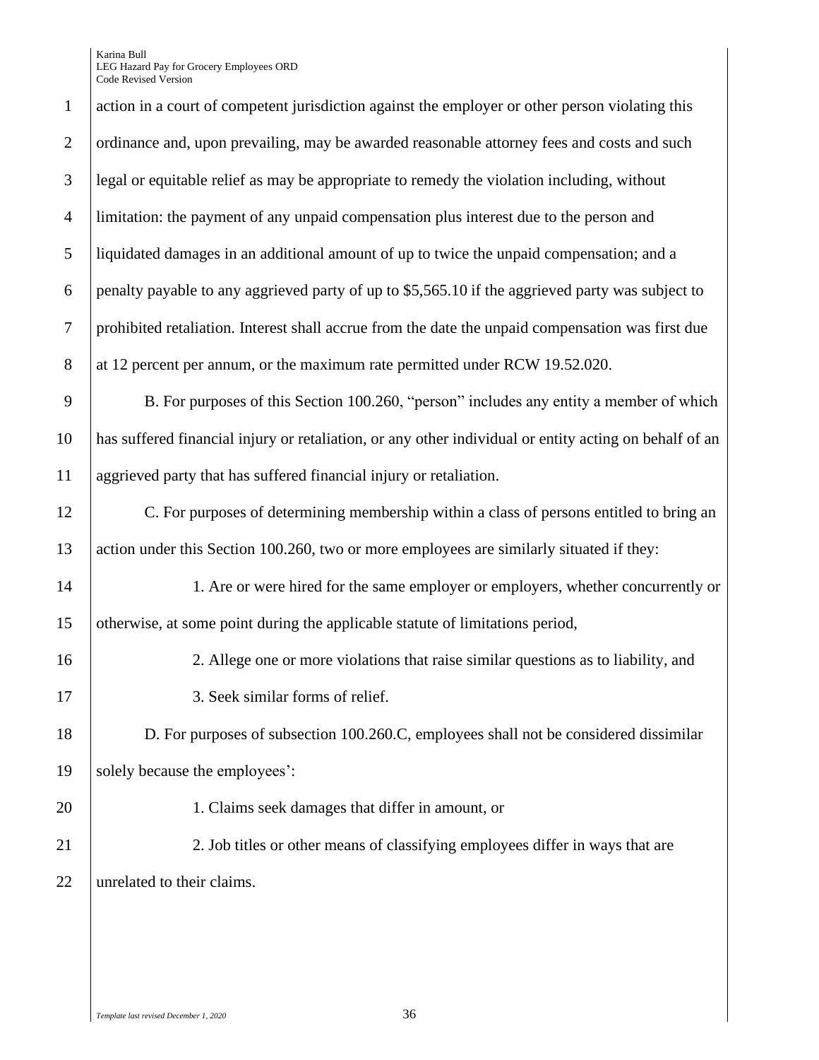action in a court of competent jurisdiction against the employer or other person violating this ordinance and, upon prevailing, may be awarded reasonable attorney fees and costs and such legal or equitable relief as may be appropriate to remedy the violation including, without limitation: the payment of any unpaid compensation plus interest due to the person and liquidated damages in an additional amount of up to twice the unpaid compensation; and a penalty payable to any aggrieved party of up to $5,565.10 if the aggrieved party was subject to prohibited retaliation. Interest shall accrue from the date the unpaid compensation was first due at 12 percent per annum, or the maximum rate permitted under RCW 19.52.020.

B. For purposes of this Section 100.260, "person" includes any entity a member of which has suffered financial injury or retaliation, or any other individual or entity acting on behalf of an aggrieved party that has suffered financial injury or retaliation.

C. For purposes of determining membership within a class of persons entitled to bring an action under this Section 100.260, two or more employees are similarly situated if they:

1. Are or were hired for the same employer or employers, whether concurrently or otherwise, at some point during the applicable statute of limitations period,

2. Allege one or more violations that raise similar questions as to liability, and

3. Seek similar forms of relief.

D. For purposes of subsection 100.260.C, employees shall not be considered dissimilar solely because the employees':

1. Claims seek damages that differ in amount, or

2. Job titles or other means of classifying employees differ in ways that are unrelated to their claims.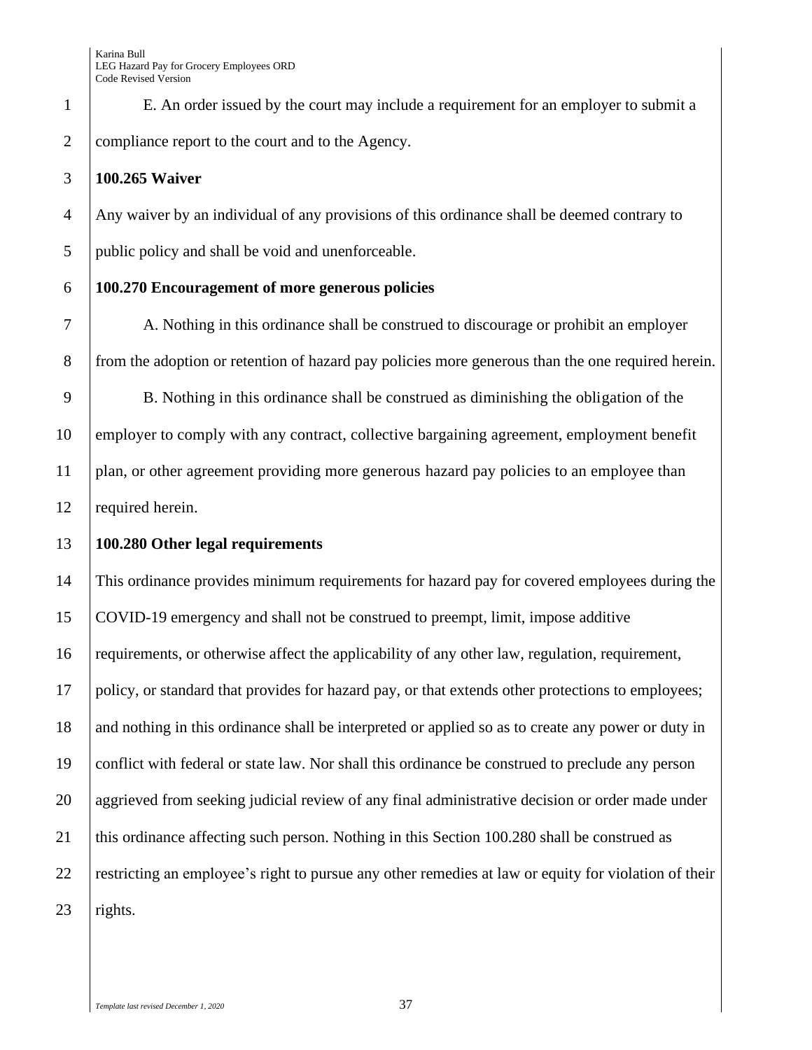E. An order issued by the court may include a requirement for an employer to submit a compliance report to the court and to the Agency.

**100.265 Waiver**

Any waiver by an individual of any provisions of this ordinance shall be deemed contrary to public policy and shall be void and unenforceable.

**100.270 Encouragement of more generous policies**

A. Nothing in this ordinance shall be construed to discourage or prohibit an employer from the adoption or retention of hazard pay policies more generous than the one required herein.

B. Nothing in this ordinance shall be construed as diminishing the obligation of the employer to comply with any contract, collective bargaining agreement, employment benefit plan, or other agreement providing more generous hazard pay policies to an employee than required herein.

**100.280 Other legal requirements**

This ordinance provides minimum requirements for hazard pay for covered employees during the COVID-19 emergency and shall not be construed to preempt, limit, impose additive requirements, or otherwise affect the applicability of any other law, regulation, requirement, policy, or standard that provides for hazard pay, or that extends other protections to employees; and nothing in this ordinance shall be interpreted or applied so as to create any power or duty in conflict with federal or state law. Nor shall this ordinance be construed to preclude any person aggrieved from seeking judicial review of any final administrative decision or order made under this ordinance affecting such person. Nothing in this Section 100.280 shall be construed as restricting an employee's right to pursue any other remedies at law or equity for violation of their rights.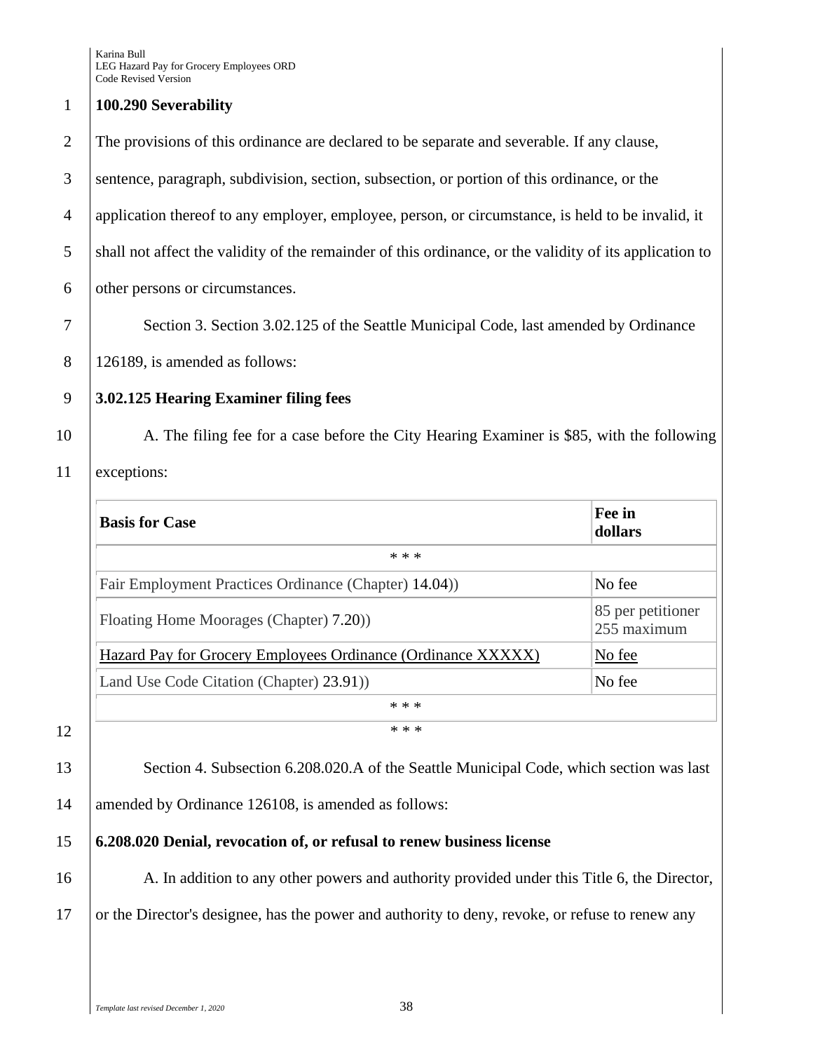**100.290 Severability**

The provisions of this ordinance are declared to be separate and severable. If any clause, sentence, paragraph, subdivision, section, subsection, or portion of this ordinance, or the application thereof to any employer, employee, person, or circumstance, is held to be invalid, it shall not affect the validity of the remainder of this ordinance, or the validity of its application to other persons or circumstances.

Section 3. Section 3.02.125 of the Seattle Municipal Code, last amended by Ordinance 126189, is amended as follows:

**3.02.125 Hearing Examiner filing fees**

A. The filing fee for a case before the City Hearing Examiner is $85, with the following exceptions:

| Basis for Case | Fee in dollars |
|---|---|
| * * * | |
| Fair Employment Practices Ordinance (Chapter 14.04)) | No fee |
| Floating Home Moorages (Chapter 7.20)) | 85 per petitioner 255 maximum |
| Hazard Pay for Grocery Employees Ordinance (Ordinance XXXXX) | No fee |
| Land Use Code Citation (Chapter) 23.91)) | No fee |
| * * * | |

\* \* \*

Section 4. Subsection 6.208.020.A of the Seattle Municipal Code, which section was last amended by Ordinance 126108, is amended as follows:

**6.208.020 Denial, revocation of, or refusal to renew business license**

A. In addition to any other powers and authority provided under this Title 6, the Director, or the Director's designee, has the power and authority to deny, revoke, or refuse to renew any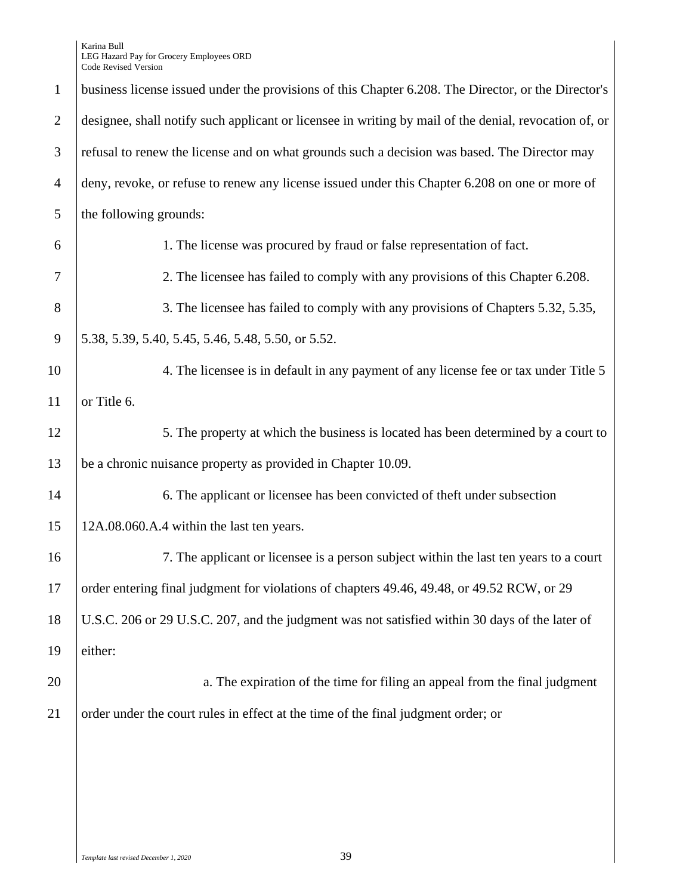business license issued under the provisions of this Chapter 6.208. The Director, or the Director's designee, shall notify such applicant or licensee in writing by mail of the denial, revocation of, or refusal to renew the license and on what grounds such a decision was based. The Director may deny, revoke, or refuse to renew any license issued under this Chapter 6.208 on one or more of the following grounds:

1. The license was procured by fraud or false representation of fact.

2. The licensee has failed to comply with any provisions of this Chapter 6.208.

3. The licensee has failed to comply with any provisions of Chapters 5.32, 5.35, 5.38, 5.39, 5.40, 5.45, 5.46, 5.48, 5.50, or 5.52.

4. The licensee is in default in any payment of any license fee or tax under Title 5 or Title 6.

5. The property at which the business is located has been determined by a court to be a chronic nuisance property as provided in Chapter 10.09.

6. The applicant or licensee has been convicted of theft under subsection 12A.08.060.A.4 within the last ten years.

7. The applicant or licensee is a person subject within the last ten years to a court order entering final judgment for violations of chapters 49.46, 49.48, or 49.52 RCW, or 29 U.S.C. 206 or 29 U.S.C. 207, and the judgment was not satisfied within 30 days of the later of either:

a. The expiration of the time for filing an appeal from the final judgment order under the court rules in effect at the time of the final judgment order; or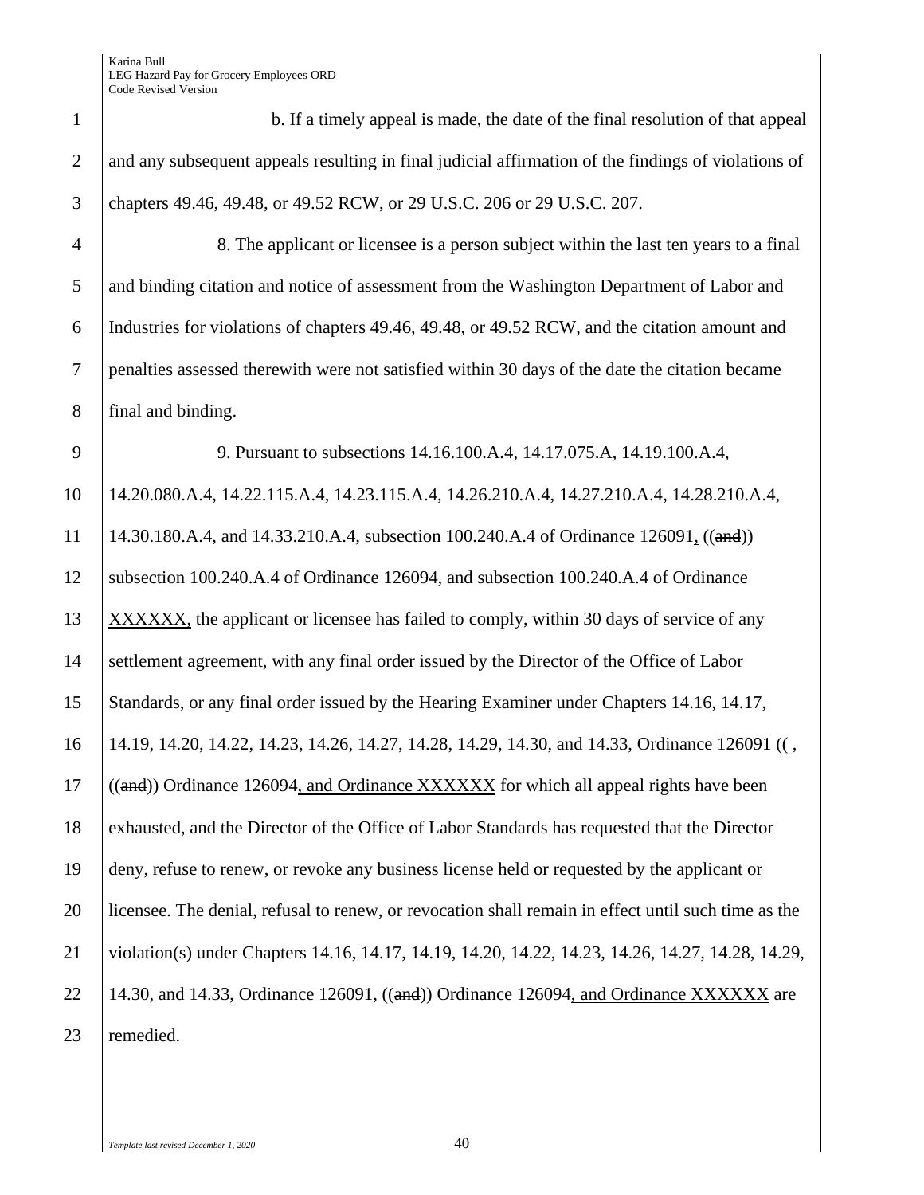b. If a timely appeal is made, the date of the final resolution of that appeal and any subsequent appeals resulting in final judicial affirmation of the findings of violations of chapters 49.46, 49.48, or 49.52 RCW, or 29 U.S.C. 206 or 29 U.S.C. 207.

8. The applicant or licensee is a person subject within the last ten years to a final and binding citation and notice of assessment from the Washington Department of Labor and Industries for violations of chapters 49.46, 49.48, or 49.52 RCW, and the citation amount and penalties assessed therewith were not satisfied within 30 days of the date the citation became final and binding.

9. Pursuant to subsections 14.16.100.A.4, 14.17.075.A, 14.19.100.A.4, 14.20.080.A.4, 14.22.115.A.4, 14.23.115.A.4, 14.26.210.A.4, 14.27.210.A.4, 14.28.210.A.4, 14.30.180.A.4, and 14.33.210.A.4, subsection 100.240.A.4 of Ordinance 126091, ((~~and~~)) subsection 100.240.A.4 of Ordinance 126094, <u>and subsection 100.240.A.4 of Ordinance XXXXXX,</u> the applicant or licensee has failed to comply, within 30 days of service of any settlement agreement, with any final order issued by the Director of the Office of Labor Standards, or any final order issued by the Hearing Examiner under Chapters 14.16, 14.17, 14.19, 14.20, 14.22, 14.23, 14.26, 14.27, 14.28, 14.29, 14.30, and 14.33, Ordinance 126091 ((~~,~~ ((~~and~~)) Ordinance 126094<u>, and Ordinance XXXXXX</u> for which all appeal rights have been exhausted, and the Director of the Office of Labor Standards has requested that the Director deny, refuse to renew, or revoke any business license held or requested by the applicant or licensee. The denial, refusal to renew, or revocation shall remain in effect until such time as the violation(s) under Chapters 14.16, 14.17, 14.19, 14.20, 14.22, 14.23, 14.26, 14.27, 14.28, 14.29, 14.30, and 14.33, Ordinance 126091, ((~~and~~)) Ordinance 126094<u>, and Ordinance XXXXXX</u> are remedied.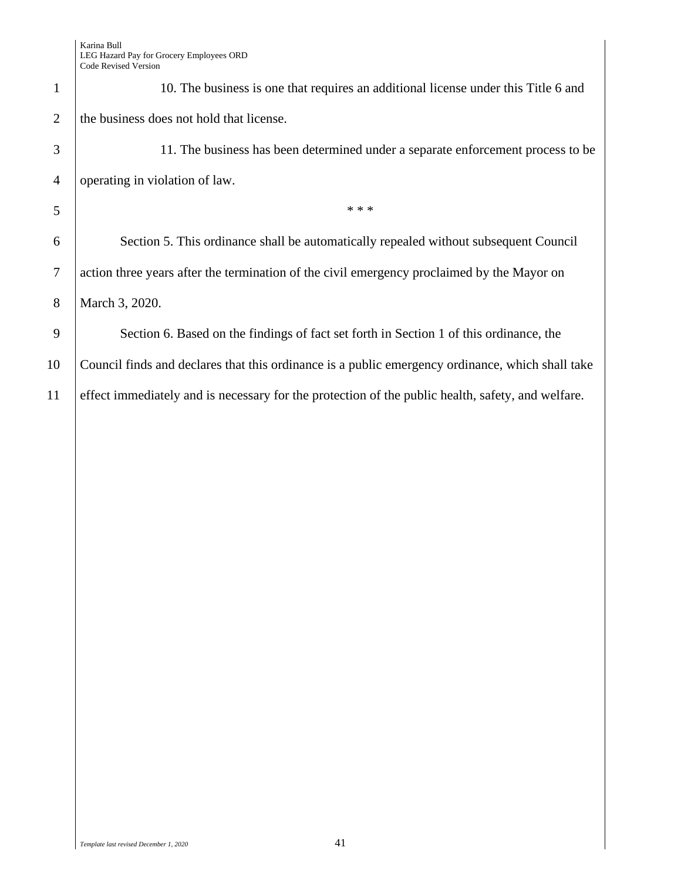10. The business is one that requires an additional license under this Title 6 and the business does not hold that license.

11. The business has been determined under a separate enforcement process to be operating in violation of law.

\* \* \*

Section 5. This ordinance shall be automatically repealed without subsequent Council action three years after the termination of the civil emergency proclaimed by the Mayor on March 3, 2020.

Section 6. Based on the findings of fact set forth in Section 1 of this ordinance, the Council finds and declares that this ordinance is a public emergency ordinance, which shall take effect immediately and is necessary for the protection of the public health, safety, and welfare.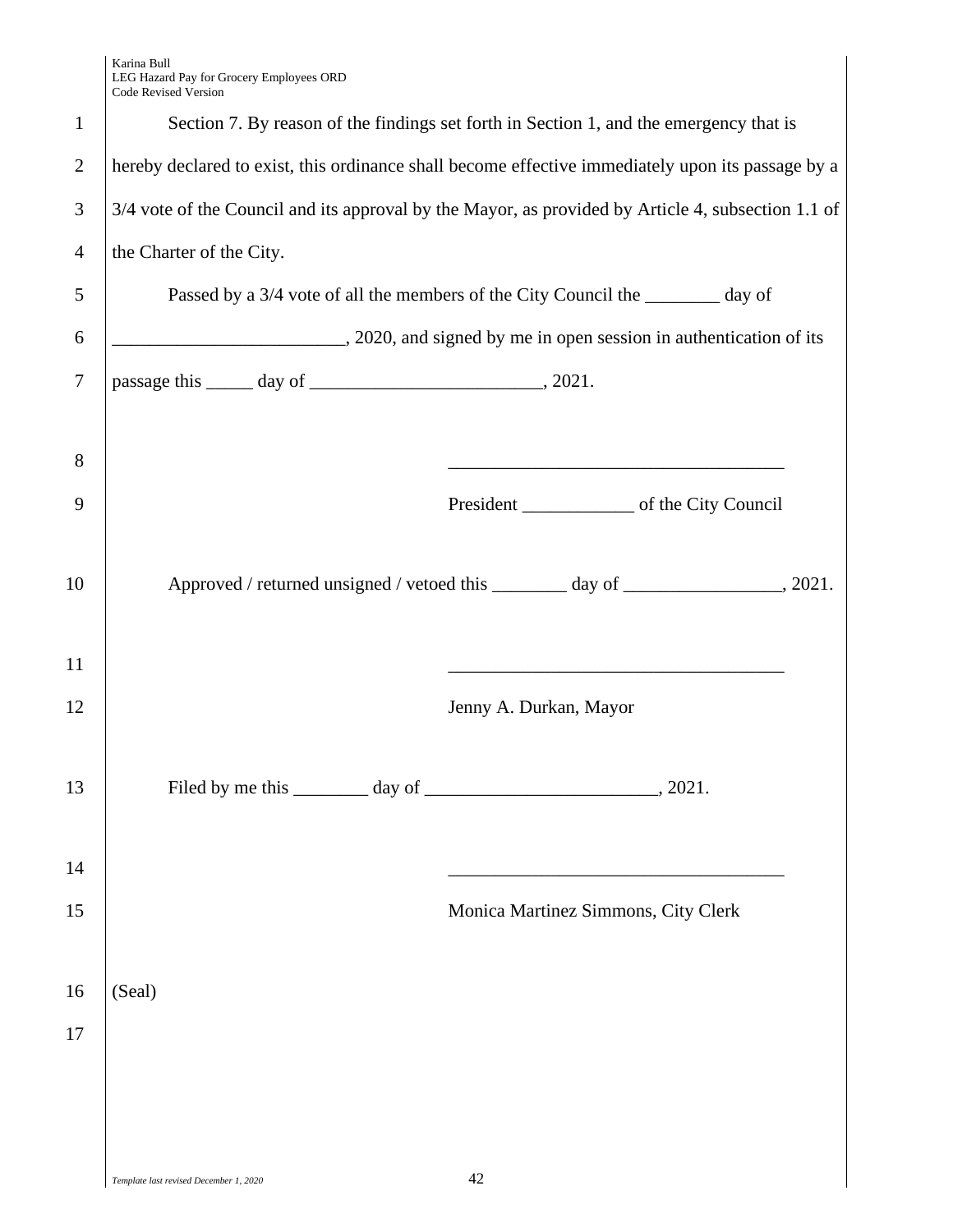Section 7. By reason of the findings set forth in Section 1, and the emergency that is hereby declared to exist, this ordinance shall become effective immediately upon its passage by a 3/4 vote of the Council and its approval by the Mayor, as provided by Article 4, subsection 1.1 of the Charter of the City.

Passed by a 3/4 vote of all the members of the City Council the ________ day of _________________________, 2020, and signed by me in open session in authentication of its passage this _____ day of _________________________, 2021.

____________________________________

President ____________ of the City Council

Approved / returned unsigned / vetoed this ________ day of _________________, 2021.

____________________________________

Jenny A. Durkan, Mayor

Filed by me this ________ day of _________________________, 2021.

____________________________________

Monica Martinez Simmons, City Clerk

(Seal)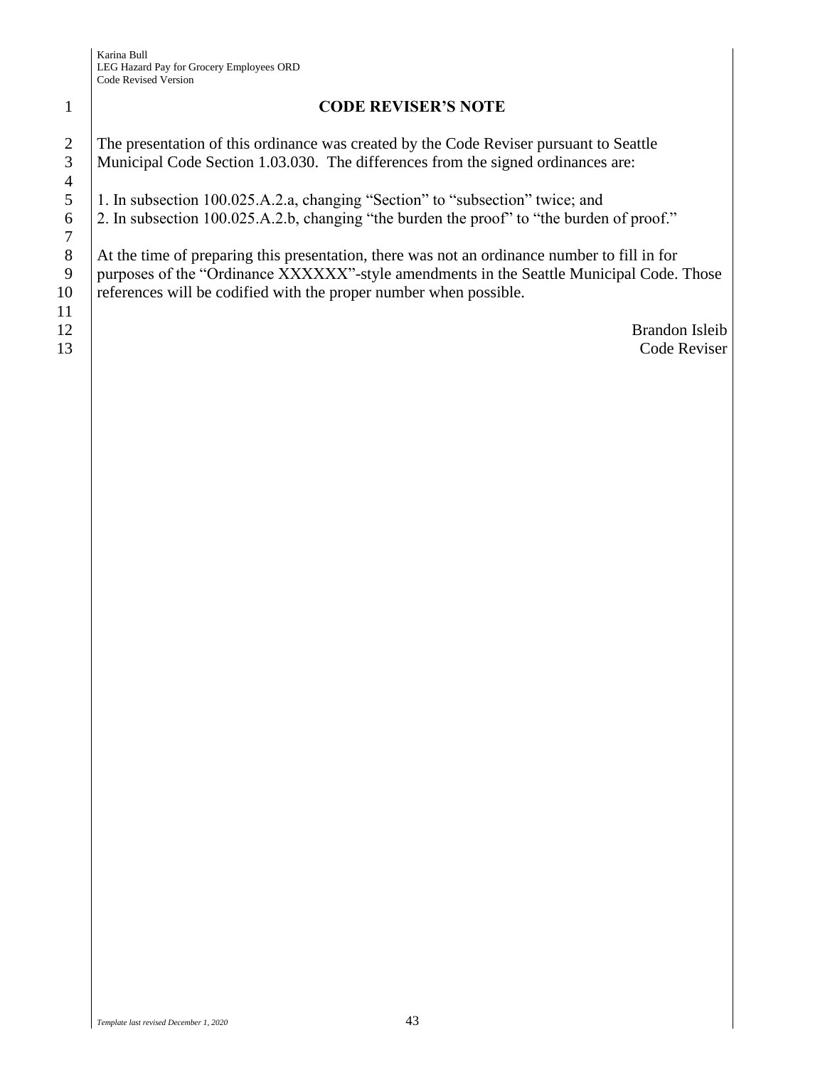# CODE REVISER'S NOTE

The presentation of this ordinance was created by the Code Reviser pursuant to Seattle Municipal Code Section 1.03.030. The differences from the signed ordinances are:

1. In subsection 100.025.A.2.a, changing "Section" to "subsection" twice; and
2. In subsection 100.025.A.2.b, changing "the burden the proof" to "the burden of proof."

At the time of preparing this presentation, there was not an ordinance number to fill in for purposes of the "Ordinance XXXXXX"-style amendments in the Seattle Municipal Code. Those references will be codified with the proper number when possible.

Brandon Isleib
Code Reviser